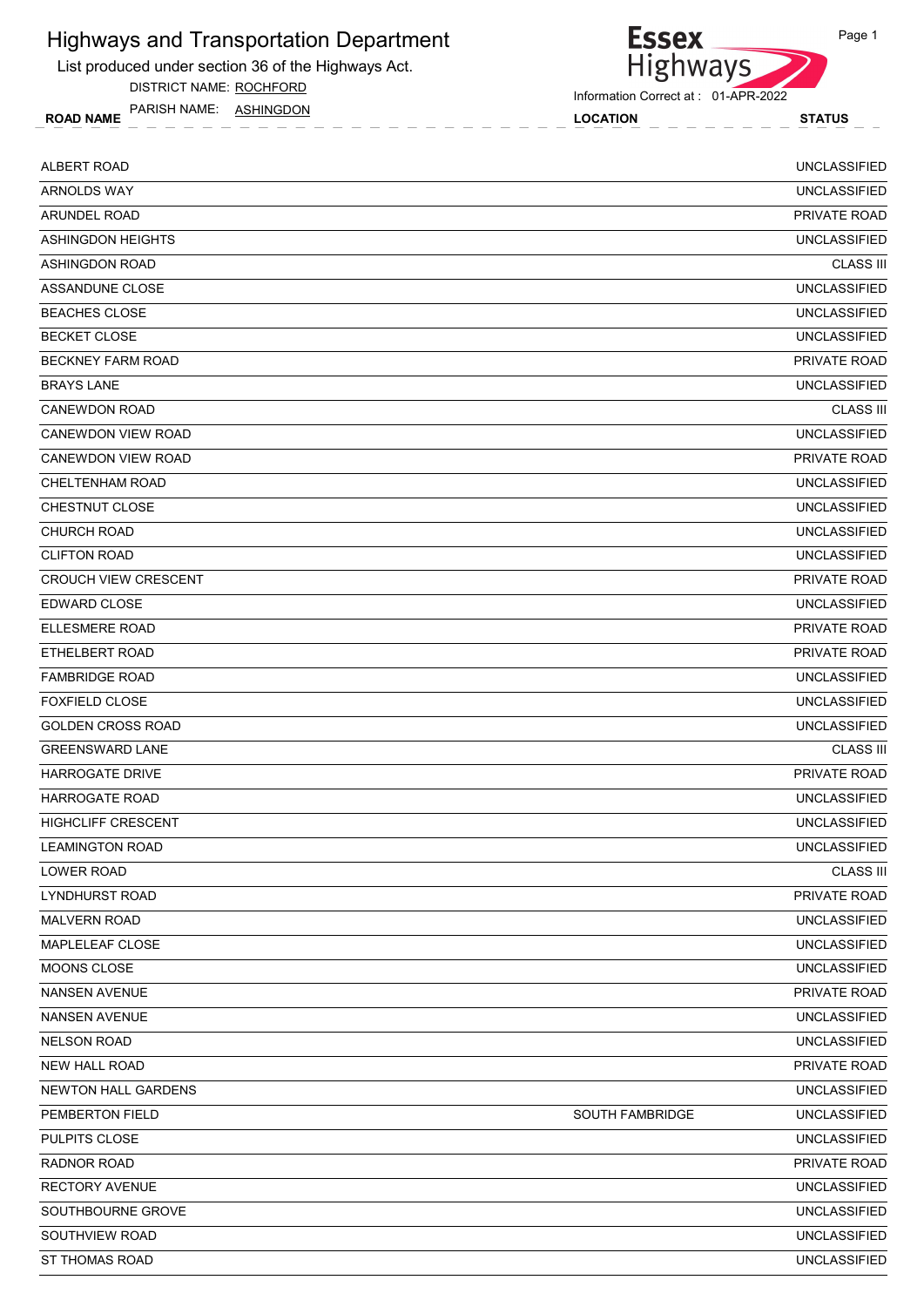# Highways and Transportation Department

List produced under section 36 of the Highways Act.

DISTRICT NAME: ROCHFORD

PARISH NAME: ASHINGDON

Essex Highways

Information Correct at : 01-APR-2022

| ROAD NAME | LOCATION | STATUS |
|---|---|---|
| ALBERT ROAD | | UNCLASSIFIED |
| ARNOLDS WAY | | UNCLASSIFIED |
| ARUNDEL ROAD | | PRIVATE ROAD |
| ASHINGDON HEIGHTS | | UNCLASSIFIED |
| ASHINGDON ROAD | | CLASS III |
| ASSANDUNE CLOSE | | UNCLASSIFIED |
| BEACHES CLOSE | | UNCLASSIFIED |
| BECKET CLOSE | | UNCLASSIFIED |
| BECKNEY FARM ROAD | | PRIVATE ROAD |
| BRAYS LANE | | UNCLASSIFIED |
| CANEWDON ROAD | | CLASS III |
| CANEWDON VIEW ROAD | | UNCLASSIFIED |
| CANEWDON VIEW ROAD | | PRIVATE ROAD |
| CHELTENHAM ROAD | | UNCLASSIFIED |
| CHESTNUT CLOSE | | UNCLASSIFIED |
| CHURCH ROAD | | UNCLASSIFIED |
| CLIFTON ROAD | | UNCLASSIFIED |
| CROUCH VIEW CRESCENT | | PRIVATE ROAD |
| EDWARD CLOSE | | UNCLASSIFIED |
| ELLESMERE ROAD | | PRIVATE ROAD |
| ETHELBERT ROAD | | PRIVATE ROAD |
| FAMBRIDGE ROAD | | UNCLASSIFIED |
| FOXFIELD CLOSE | | UNCLASSIFIED |
| GOLDEN CROSS ROAD | | UNCLASSIFIED |
| GREENSWARD LANE | | CLASS III |
| HARROGATE DRIVE | | PRIVATE ROAD |
| HARROGATE ROAD | | UNCLASSIFIED |
| HIGHCLIFF CRESCENT | | UNCLASSIFIED |
| LEAMINGTON ROAD | | UNCLASSIFIED |
| LOWER ROAD | | CLASS III |
| LYNDHURST ROAD | | PRIVATE ROAD |
| MALVERN ROAD | | UNCLASSIFIED |
| MAPLELEAF CLOSE | | UNCLASSIFIED |
| MOONS CLOSE | | UNCLASSIFIED |
| NANSEN AVENUE | | PRIVATE ROAD |
| NANSEN AVENUE | | UNCLASSIFIED |
| NELSON ROAD | | UNCLASSIFIED |
| NEW HALL ROAD | | PRIVATE ROAD |
| NEWTON HALL GARDENS | | UNCLASSIFIED |
| PEMBERTON FIELD | SOUTH FAMBRIDGE | UNCLASSIFIED |
| PULPITS CLOSE | | UNCLASSIFIED |
| RADNOR ROAD | | PRIVATE ROAD |
| RECTORY AVENUE | | UNCLASSIFIED |
| SOUTHBOURNE GROVE | | UNCLASSIFIED |
| SOUTHVIEW ROAD | | UNCLASSIFIED |
| ST THOMAS ROAD | | UNCLASSIFIED |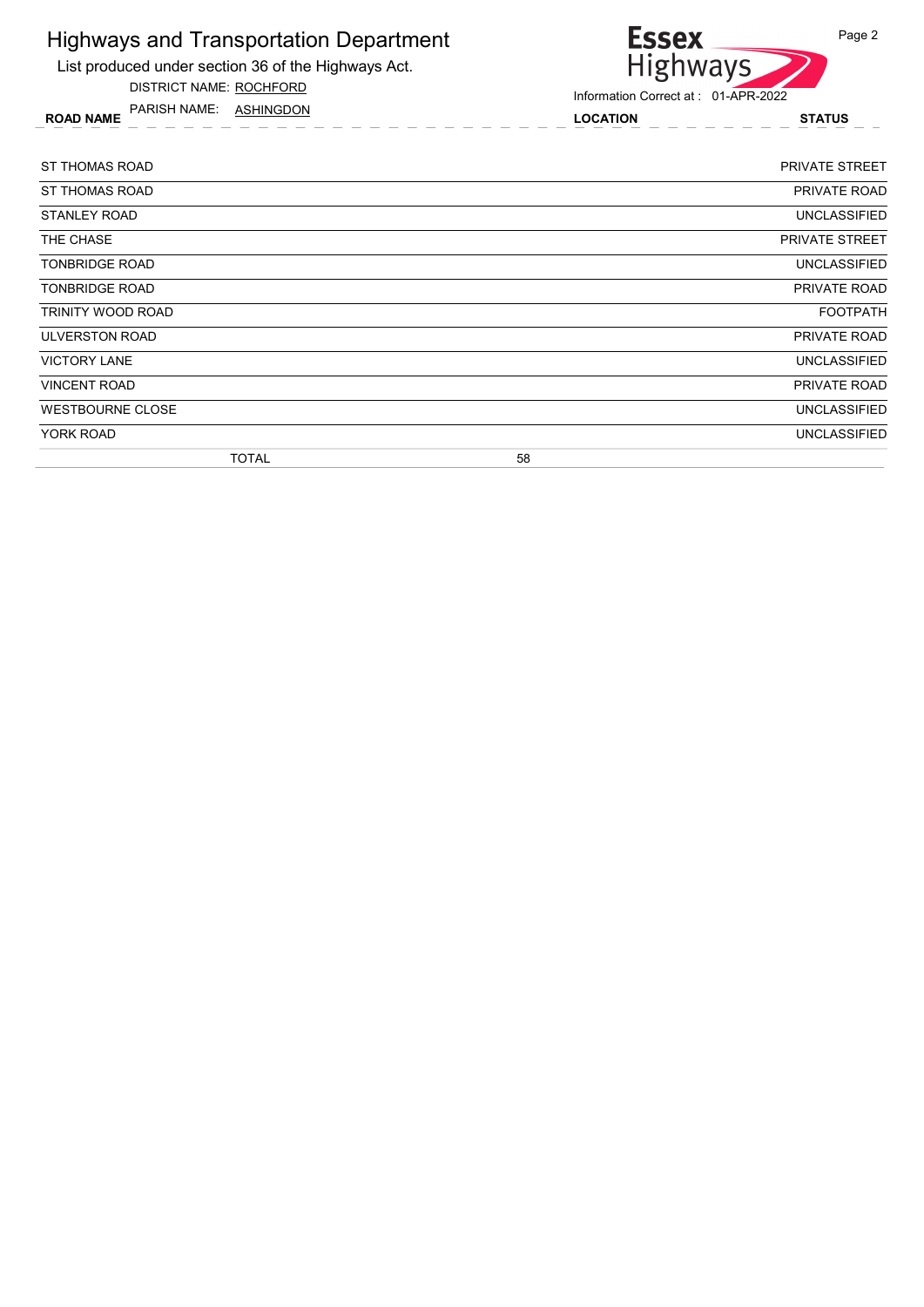# Highways and Transportation Department

List produced under section 36 of the Highways Act.

DISTRICT NAME: ROCHFORD

PARISH NAME: ASHINGDON

Information Correct at : 01-APR-2022

| ROAD NAME | LOCATION | STATUS |
|---|---|---|
| ST THOMAS ROAD | | PRIVATE STREET |
| ST THOMAS ROAD | | PRIVATE ROAD |
| STANLEY ROAD | | UNCLASSIFIED |
| THE CHASE | | PRIVATE STREET |
| TONBRIDGE ROAD | | UNCLASSIFIED |
| TONBRIDGE ROAD | | PRIVATE ROAD |
| TRINITY WOOD ROAD | | FOOTPATH |
| ULVERSTON ROAD | | PRIVATE ROAD |
| VICTORY LANE | | UNCLASSIFIED |
| VINCENT ROAD | | PRIVATE ROAD |
| WESTBOURNE CLOSE | | UNCLASSIFIED |
| YORK ROAD | | UNCLASSIFIED |
| TOTAL | 58 | |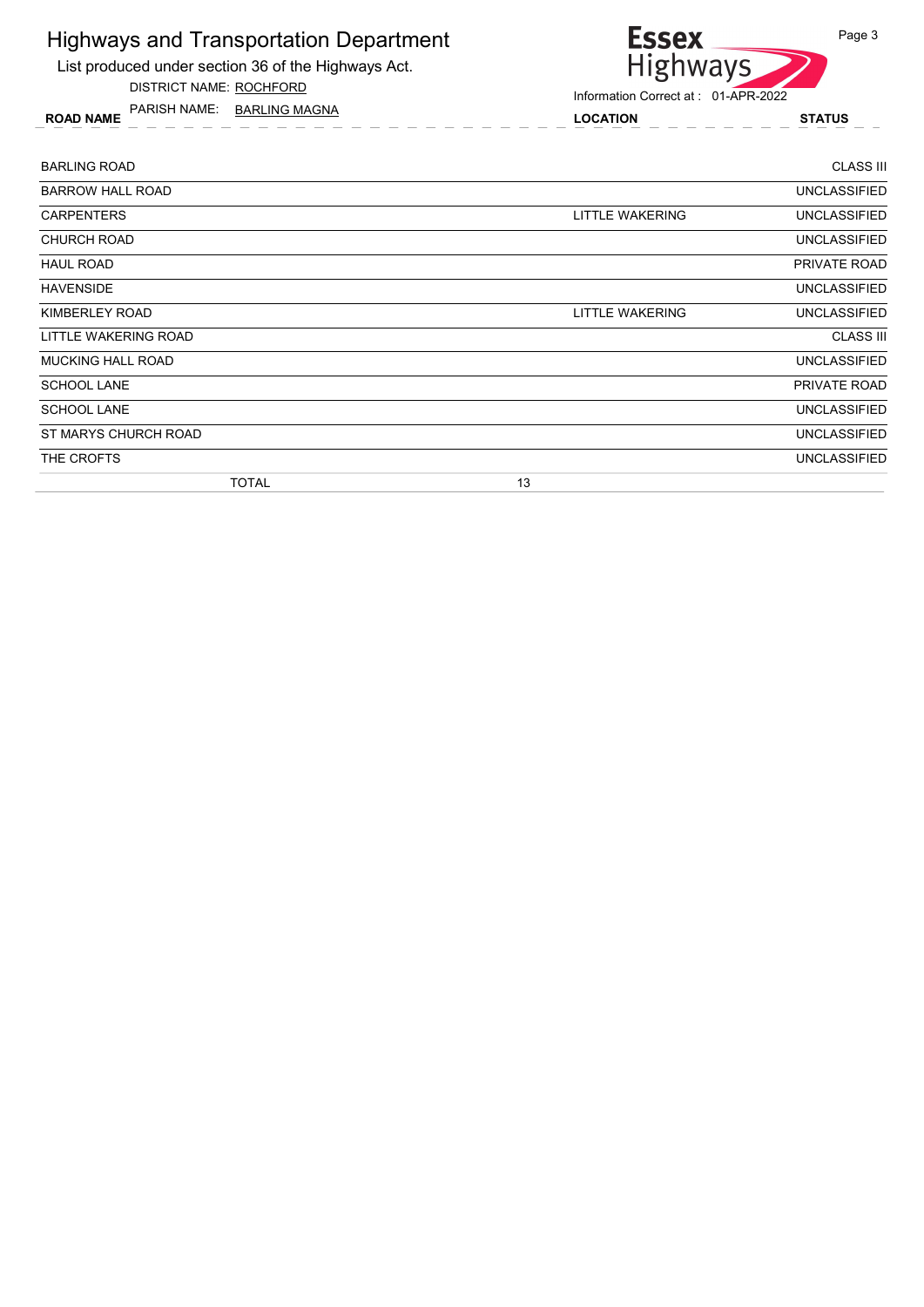# Highways and Transportation Department

List produced under section 36 of the Highways Act.

DISTRICT NAME: ROCHFORD

PARISH NAME: BARLING MAGNA

Essex Highways

Information Correct at : 01-APR-2022

| ROAD NAME | LOCATION | STATUS |
|---|---|---|
| BARLING ROAD | | CLASS III |
| BARROW HALL ROAD | | UNCLASSIFIED |
| CARPENTERS | LITTLE WAKERING | UNCLASSIFIED |
| CHURCH ROAD | | UNCLASSIFIED |
| HAUL ROAD | | PRIVATE ROAD |
| HAVENSIDE | | UNCLASSIFIED |
| KIMBERLEY ROAD | LITTLE WAKERING | UNCLASSIFIED |
| LITTLE WAKERING ROAD | | CLASS III |
| MUCKING HALL ROAD | | UNCLASSIFIED |
| SCHOOL LANE | | PRIVATE ROAD |
| SCHOOL LANE | | UNCLASSIFIED |
| ST MARYS CHURCH ROAD | | UNCLASSIFIED |
| THE CROFTS | | UNCLASSIFIED |
| TOTAL 13 | | |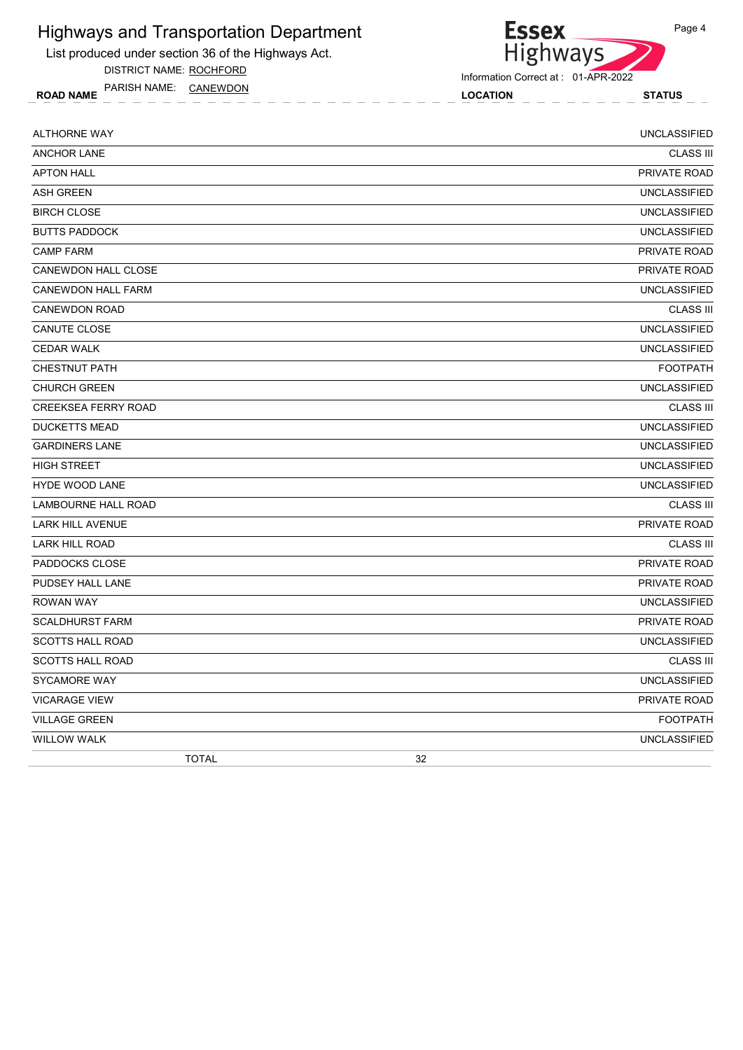# Highways and Transportation Department

List produced under section 36 of the Highways Act.

DISTRICT NAME: ROCHFORD

PARISH NAME: CANEWDON

Information Correct at : 01-APR-2022

| ROAD NAME | LOCATION | STATUS |
|---|---|---|
| ALTHORNE WAY | | UNCLASSIFIED |
| ANCHOR LANE | | CLASS III |
| APTON HALL | | PRIVATE ROAD |
| ASH GREEN | | UNCLASSIFIED |
| BIRCH CLOSE | | UNCLASSIFIED |
| BUTTS PADDOCK | | UNCLASSIFIED |
| CAMP FARM | | PRIVATE ROAD |
| CANEWDON HALL CLOSE | | PRIVATE ROAD |
| CANEWDON HALL FARM | | UNCLASSIFIED |
| CANEWDON ROAD | | CLASS III |
| CANUTE CLOSE | | UNCLASSIFIED |
| CEDAR WALK | | UNCLASSIFIED |
| CHESTNUT PATH | | FOOTPATH |
| CHURCH GREEN | | UNCLASSIFIED |
| CREEKSEA FERRY ROAD | | CLASS III |
| DUCKETTS MEAD | | UNCLASSIFIED |
| GARDINERS LANE | | UNCLASSIFIED |
| HIGH STREET | | UNCLASSIFIED |
| HYDE WOOD LANE | | UNCLASSIFIED |
| LAMBOURNE HALL ROAD | | CLASS III |
| LARK HILL AVENUE | | PRIVATE ROAD |
| LARK HILL ROAD | | CLASS III |
| PADDOCKS CLOSE | | PRIVATE ROAD |
| PUDSEY HALL LANE | | PRIVATE ROAD |
| ROWAN WAY | | UNCLASSIFIED |
| SCALDHURST FARM | | PRIVATE ROAD |
| SCOTTS HALL ROAD | | UNCLASSIFIED |
| SCOTTS HALL ROAD | | CLASS III |
| SYCAMORE WAY | | UNCLASSIFIED |
| VICARAGE VIEW | | PRIVATE ROAD |
| VILLAGE GREEN | | FOOTPATH |
| WILLOW WALK | | UNCLASSIFIED |
| TOTAL | 32 | |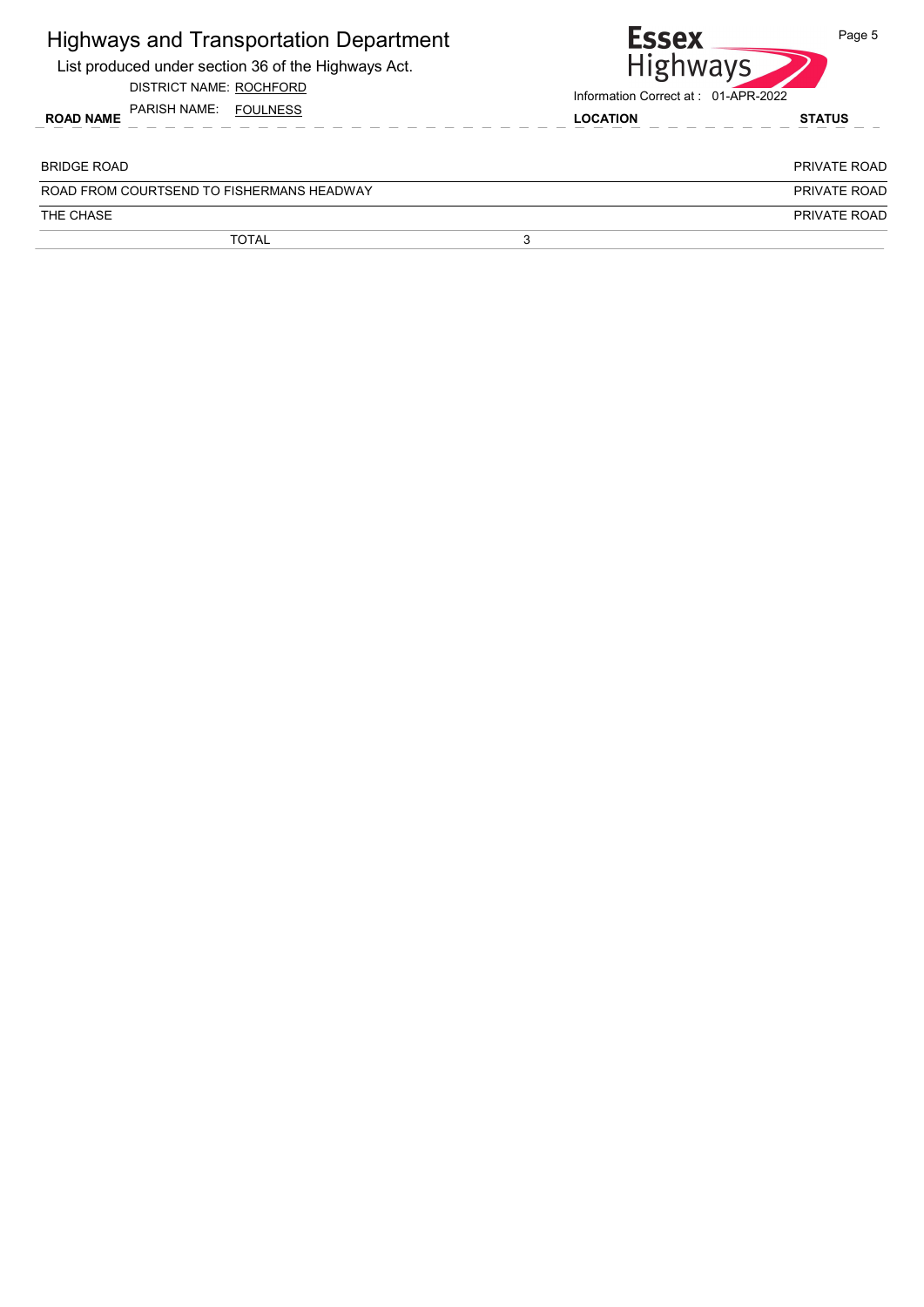# Highways and Transportation Department

List produced under section 36 of the Highways Act.

DISTRICT NAME: ROCHFORD

PARISH NAME: FOULNESS

Information Correct at : 01-APR-2022

| ROAD NAME | LOCATION | STATUS |
|---|---|---|
| BRIDGE ROAD | | PRIVATE ROAD |
| ROAD FROM COURTSEND TO FISHERMANS HEADWAY | | PRIVATE ROAD |
| THE CHASE | | PRIVATE ROAD |
| TOTAL | 3 | |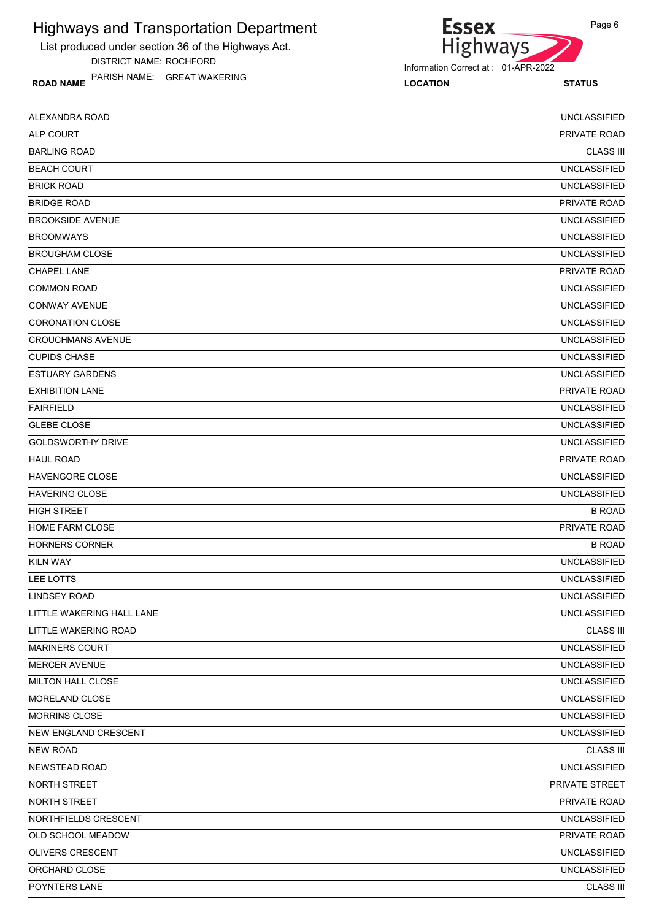# Highways and Transportation Department

List produced under section 36 of the Highways Act.

DISTRICT NAME: ROCHFORD

PARISH NAME: GREAT WAKERING

Information Correct at : 01-APR-2022

| ROAD NAME | LOCATION | STATUS |
|---|---|---|
| ALEXANDRA ROAD | | UNCLASSIFIED |
| ALP COURT | | PRIVATE ROAD |
| BARLING ROAD | | CLASS III |
| BEACH COURT | | UNCLASSIFIED |
| BRICK ROAD | | UNCLASSIFIED |
| BRIDGE ROAD | | PRIVATE ROAD |
| BROOKSIDE AVENUE | | UNCLASSIFIED |
| BROOMWAYS | | UNCLASSIFIED |
| BROUGHAM CLOSE | | UNCLASSIFIED |
| CHAPEL LANE | | PRIVATE ROAD |
| COMMON ROAD | | UNCLASSIFIED |
| CONWAY AVENUE | | UNCLASSIFIED |
| CORONATION CLOSE | | UNCLASSIFIED |
| CROUCHMANS AVENUE | | UNCLASSIFIED |
| CUPIDS CHASE | | UNCLASSIFIED |
| ESTUARY GARDENS | | UNCLASSIFIED |
| EXHIBITION LANE | | PRIVATE ROAD |
| FAIRFIELD | | UNCLASSIFIED |
| GLEBE CLOSE | | UNCLASSIFIED |
| GOLDSWORTHY DRIVE | | UNCLASSIFIED |
| HAUL ROAD | | PRIVATE ROAD |
| HAVENGORE CLOSE | | UNCLASSIFIED |
| HAVERING CLOSE | | UNCLASSIFIED |
| HIGH STREET | | B ROAD |
| HOME FARM CLOSE | | PRIVATE ROAD |
| HORNERS CORNER | | B ROAD |
| KILN WAY | | UNCLASSIFIED |
| LEE LOTTS | | UNCLASSIFIED |
| LINDSEY ROAD | | UNCLASSIFIED |
| LITTLE WAKERING HALL LANE | | UNCLASSIFIED |
| LITTLE WAKERING ROAD | | CLASS III |
| MARINERS COURT | | UNCLASSIFIED |
| MERCER AVENUE | | UNCLASSIFIED |
| MILTON HALL CLOSE | | UNCLASSIFIED |
| MORELAND CLOSE | | UNCLASSIFIED |
| MORRINS CLOSE | | UNCLASSIFIED |
| NEW ENGLAND CRESCENT | | UNCLASSIFIED |
| NEW ROAD | | CLASS III |
| NEWSTEAD ROAD | | UNCLASSIFIED |
| NORTH STREET | | PRIVATE STREET |
| NORTH STREET | | PRIVATE ROAD |
| NORTHFIELDS CRESCENT | | UNCLASSIFIED |
| OLD SCHOOL MEADOW | | PRIVATE ROAD |
| OLIVERS CRESCENT | | UNCLASSIFIED |
| ORCHARD CLOSE | | UNCLASSIFIED |
| POYNTERS LANE | | CLASS III |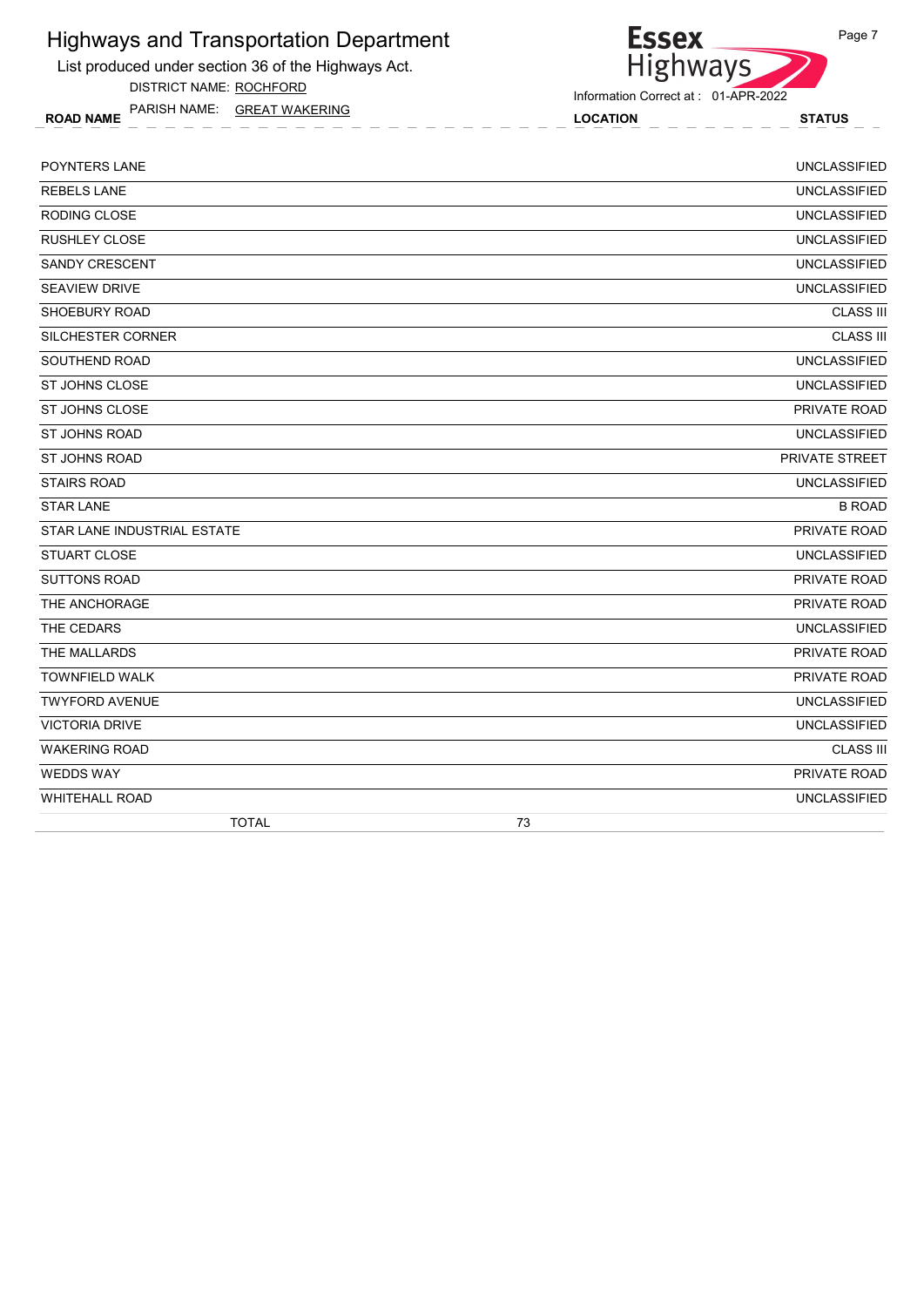# Highways and Transportation Department

List produced under section 36 of the Highways Act.

DISTRICT NAME: ROCHFORD

PARISH NAME: GREAT WAKERING

Information Correct at : 01-APR-2022

| ROAD NAME | LOCATION | STATUS |
|---|---|---|
| POYNTERS LANE | | UNCLASSIFIED |
| REBELS LANE | | UNCLASSIFIED |
| RODING CLOSE | | UNCLASSIFIED |
| RUSHLEY CLOSE | | UNCLASSIFIED |
| SANDY CRESCENT | | UNCLASSIFIED |
| SEAVIEW DRIVE | | UNCLASSIFIED |
| SHOEBURY ROAD | | CLASS III |
| SILCHESTER CORNER | | CLASS III |
| SOUTHEND ROAD | | UNCLASSIFIED |
| ST JOHNS CLOSE | | UNCLASSIFIED |
| ST JOHNS CLOSE | | PRIVATE ROAD |
| ST JOHNS ROAD | | UNCLASSIFIED |
| ST JOHNS ROAD | | PRIVATE STREET |
| STAIRS ROAD | | UNCLASSIFIED |
| STAR LANE | | B ROAD |
| STAR LANE INDUSTRIAL ESTATE | | PRIVATE ROAD |
| STUART CLOSE | | UNCLASSIFIED |
| SUTTONS ROAD | | PRIVATE ROAD |
| THE ANCHORAGE | | PRIVATE ROAD |
| THE CEDARS | | UNCLASSIFIED |
| THE MALLARDS | | PRIVATE ROAD |
| TOWNFIELD WALK | | PRIVATE ROAD |
| TWYFORD AVENUE | | UNCLASSIFIED |
| VICTORIA DRIVE | | UNCLASSIFIED |
| WAKERING ROAD | | CLASS III |
| WEDDS WAY | | PRIVATE ROAD |
| WHITEHALL ROAD | | UNCLASSIFIED |
| TOTAL | 73 | |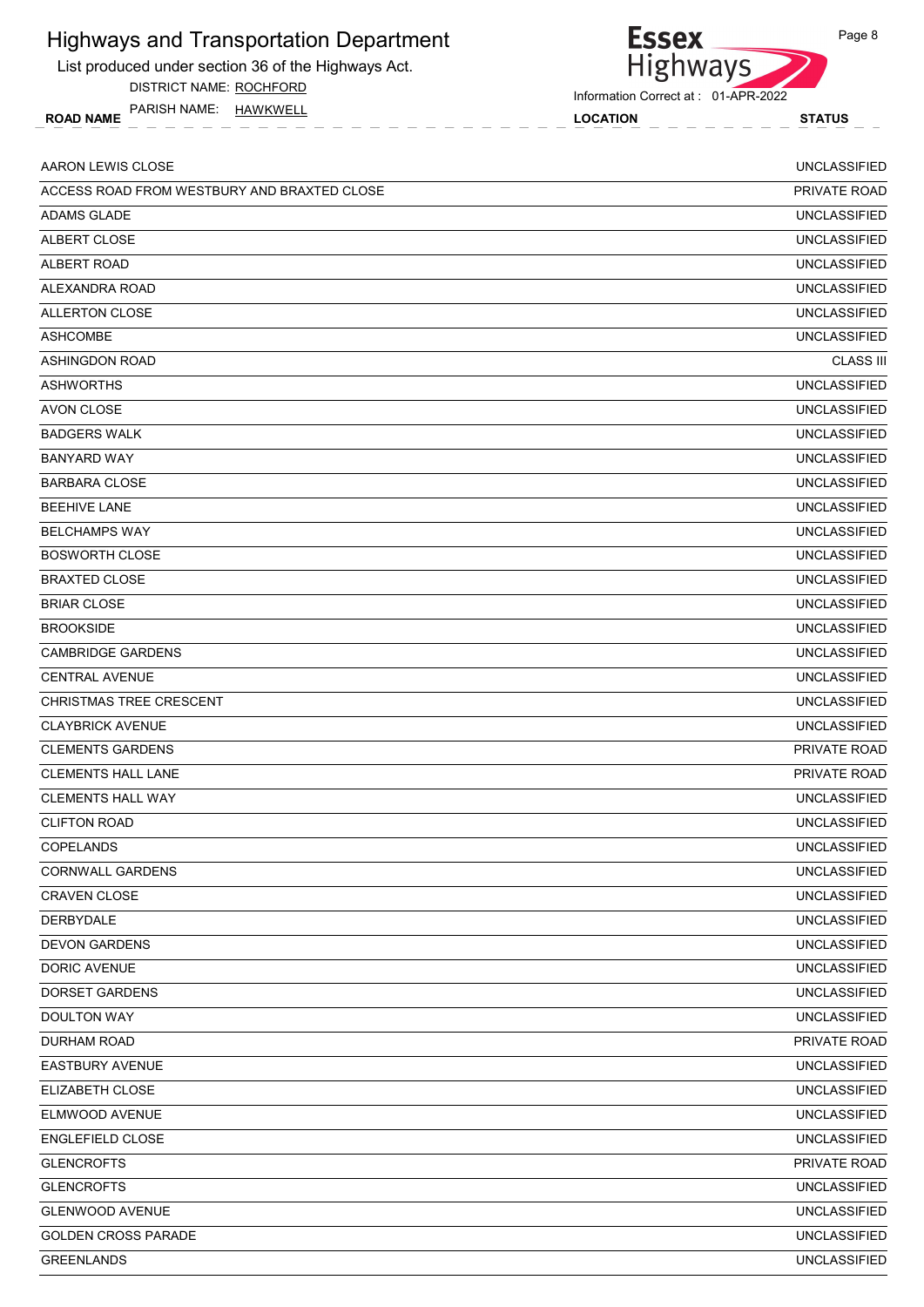# Highways and Transportation Department

List produced under section 36 of the Highways Act.

DISTRICT NAME: ROCHFORD

PARISH NAME: HAWKWELL

Information Correct at : 01-APR-2022

| ROAD NAME | LOCATION | STATUS |
|---|---|---|
| AARON LEWIS CLOSE | | UNCLASSIFIED |
| ACCESS ROAD FROM WESTBURY AND BRAXTED CLOSE | | PRIVATE ROAD |
| ADAMS GLADE | | UNCLASSIFIED |
| ALBERT CLOSE | | UNCLASSIFIED |
| ALBERT ROAD | | UNCLASSIFIED |
| ALEXANDRA ROAD | | UNCLASSIFIED |
| ALLERTON CLOSE | | UNCLASSIFIED |
| ASHCOMBE | | UNCLASSIFIED |
| ASHINGDON ROAD | | CLASS III |
| ASHWORTHS | | UNCLASSIFIED |
| AVON CLOSE | | UNCLASSIFIED |
| BADGERS WALK | | UNCLASSIFIED |
| BANYARD WAY | | UNCLASSIFIED |
| BARBARA CLOSE | | UNCLASSIFIED |
| BEEHIVE LANE | | UNCLASSIFIED |
| BELCHAMPS WAY | | UNCLASSIFIED |
| BOSWORTH CLOSE | | UNCLASSIFIED |
| BRAXTED CLOSE | | UNCLASSIFIED |
| BRIAR CLOSE | | UNCLASSIFIED |
| BROOKSIDE | | UNCLASSIFIED |
| CAMBRIDGE GARDENS | | UNCLASSIFIED |
| CENTRAL AVENUE | | UNCLASSIFIED |
| CHRISTMAS TREE CRESCENT | | UNCLASSIFIED |
| CLAYBRICK AVENUE | | UNCLASSIFIED |
| CLEMENTS GARDENS | | PRIVATE ROAD |
| CLEMENTS HALL LANE | | PRIVATE ROAD |
| CLEMENTS HALL WAY | | UNCLASSIFIED |
| CLIFTON ROAD | | UNCLASSIFIED |
| COPELANDS | | UNCLASSIFIED |
| CORNWALL GARDENS | | UNCLASSIFIED |
| CRAVEN CLOSE | | UNCLASSIFIED |
| DERBYDALE | | UNCLASSIFIED |
| DEVON GARDENS | | UNCLASSIFIED |
| DORIC AVENUE | | UNCLASSIFIED |
| DORSET GARDENS | | UNCLASSIFIED |
| DOULTON WAY | | UNCLASSIFIED |
| DURHAM ROAD | | PRIVATE ROAD |
| EASTBURY AVENUE | | UNCLASSIFIED |
| ELIZABETH CLOSE | | UNCLASSIFIED |
| ELMWOOD AVENUE | | UNCLASSIFIED |
| ENGLEFIELD CLOSE | | UNCLASSIFIED |
| GLENCROFTS | | PRIVATE ROAD |
| GLENCROFTS | | UNCLASSIFIED |
| GLENWOOD AVENUE | | UNCLASSIFIED |
| GOLDEN CROSS PARADE | | UNCLASSIFIED |
| GREENLANDS | | UNCLASSIFIED |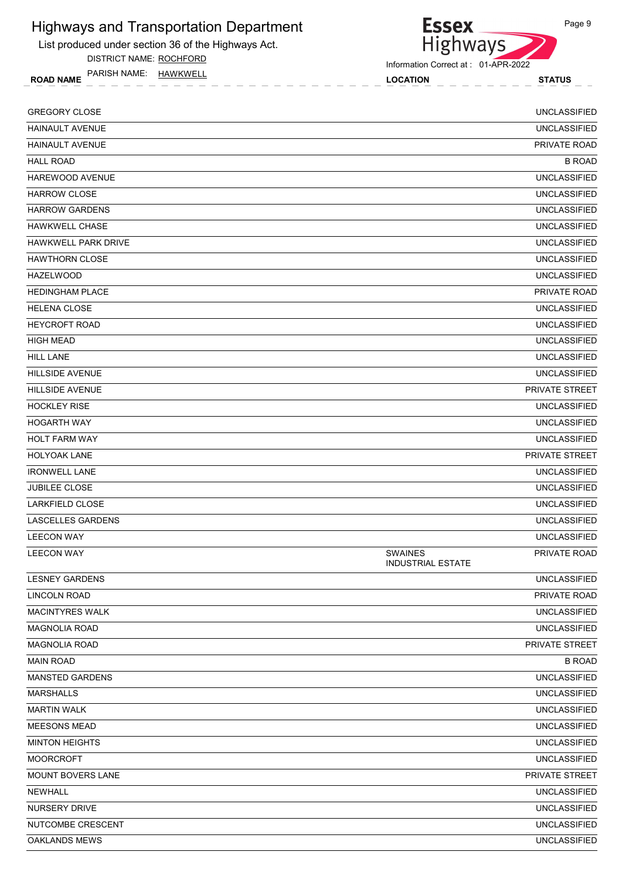# Highways and Transportation Department

List produced under section 36 of the Highways Act.

DISTRICT NAME: ROCHFORD

PARISH NAME: HAWKWELL

Information Correct at : 01-APR-2022

| ROAD NAME | LOCATION | STATUS |
|---|---|---|
| GREGORY CLOSE | | UNCLASSIFIED |
| HAINAULT AVENUE | | UNCLASSIFIED |
| HAINAULT AVENUE | | PRIVATE ROAD |
| HALL ROAD | | B ROAD |
| HAREWOOD AVENUE | | UNCLASSIFIED |
| HARROW CLOSE | | UNCLASSIFIED |
| HARROW GARDENS | | UNCLASSIFIED |
| HAWKWELL CHASE | | UNCLASSIFIED |
| HAWKWELL PARK DRIVE | | UNCLASSIFIED |
| HAWTHORN CLOSE | | UNCLASSIFIED |
| HAZELWOOD | | UNCLASSIFIED |
| HEDINGHAM PLACE | | PRIVATE ROAD |
| HELENA CLOSE | | UNCLASSIFIED |
| HEYCROFT ROAD | | UNCLASSIFIED |
| HIGH MEAD | | UNCLASSIFIED |
| HILL LANE | | UNCLASSIFIED |
| HILLSIDE AVENUE | | UNCLASSIFIED |
| HILLSIDE AVENUE | | PRIVATE STREET |
| HOCKLEY RISE | | UNCLASSIFIED |
| HOGARTH WAY | | UNCLASSIFIED |
| HOLT FARM WAY | | UNCLASSIFIED |
| HOLYOAK LANE | | PRIVATE STREET |
| IRONWELL LANE | | UNCLASSIFIED |
| JUBILEE CLOSE | | UNCLASSIFIED |
| LARKFIELD CLOSE | | UNCLASSIFIED |
| LASCELLES GARDENS | | UNCLASSIFIED |
| LEECON WAY | | UNCLASSIFIED |
| LEECON WAY | SWAINES INDUSTRIAL ESTATE | PRIVATE ROAD |
| LESNEY GARDENS | | UNCLASSIFIED |
| LINCOLN ROAD | | PRIVATE ROAD |
| MACINTYRES WALK | | UNCLASSIFIED |
| MAGNOLIA ROAD | | UNCLASSIFIED |
| MAGNOLIA ROAD | | PRIVATE STREET |
| MAIN ROAD | | B ROAD |
| MANSTED GARDENS | | UNCLASSIFIED |
| MARSHALLS | | UNCLASSIFIED |
| MARTIN WALK | | UNCLASSIFIED |
| MEESONS MEAD | | UNCLASSIFIED |
| MINTON HEIGHTS | | UNCLASSIFIED |
| MOORCROFT | | UNCLASSIFIED |
| MOUNT BOVERS LANE | | PRIVATE STREET |
| NEWHALL | | UNCLASSIFIED |
| NURSERY DRIVE | | UNCLASSIFIED |
| NUTCOMBE CRESCENT | | UNCLASSIFIED |
| OAKLANDS MEWS | | UNCLASSIFIED |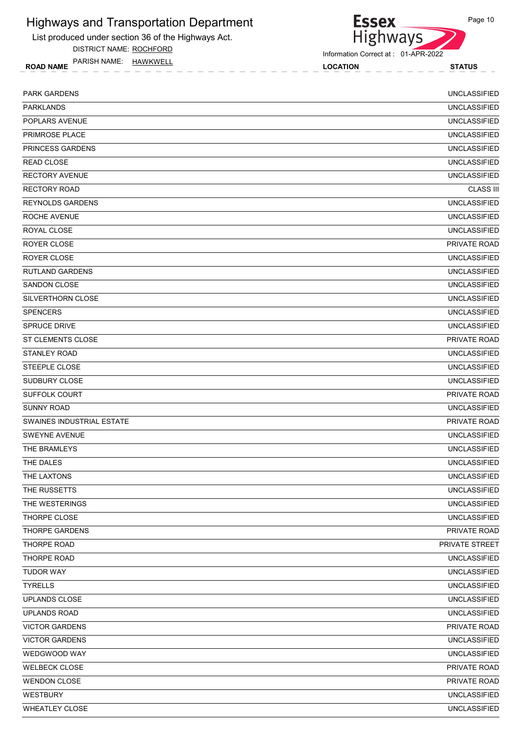# Highways and Transportation Department

List produced under section 36 of the Highways Act.

DISTRICT NAME: ROCHFORD

PARISH NAME: HAWKWELL

Information Correct at : 01-APR-2022

| ROAD NAME | LOCATION | STATUS |
|---|---|---|
| PARK GARDENS | | UNCLASSIFIED |
| PARKLANDS | | UNCLASSIFIED |
| POPLARS AVENUE | | UNCLASSIFIED |
| PRIMROSE PLACE | | UNCLASSIFIED |
| PRINCESS GARDENS | | UNCLASSIFIED |
| READ CLOSE | | UNCLASSIFIED |
| RECTORY AVENUE | | UNCLASSIFIED |
| RECTORY ROAD | | CLASS III |
| REYNOLDS GARDENS | | UNCLASSIFIED |
| ROCHE AVENUE | | UNCLASSIFIED |
| ROYAL CLOSE | | UNCLASSIFIED |
| ROYER CLOSE | | PRIVATE ROAD |
| ROYER CLOSE | | UNCLASSIFIED |
| RUTLAND GARDENS | | UNCLASSIFIED |
| SANDON CLOSE | | UNCLASSIFIED |
| SILVERTHORN CLOSE | | UNCLASSIFIED |
| SPENCERS | | UNCLASSIFIED |
| SPRUCE DRIVE | | UNCLASSIFIED |
| ST CLEMENTS CLOSE | | PRIVATE ROAD |
| STANLEY ROAD | | UNCLASSIFIED |
| STEEPLE CLOSE | | UNCLASSIFIED |
| SUDBURY CLOSE | | UNCLASSIFIED |
| SUFFOLK COURT | | PRIVATE ROAD |
| SUNNY ROAD | | UNCLASSIFIED |
| SWAINES INDUSTRIAL ESTATE | | PRIVATE ROAD |
| SWEYNE AVENUE | | UNCLASSIFIED |
| THE BRAMLEYS | | UNCLASSIFIED |
| THE DALES | | UNCLASSIFIED |
| THE LAXTONS | | UNCLASSIFIED |
| THE RUSSETTS | | UNCLASSIFIED |
| THE WESTERINGS | | UNCLASSIFIED |
| THORPE CLOSE | | UNCLASSIFIED |
| THORPE GARDENS | | PRIVATE ROAD |
| THORPE ROAD | | PRIVATE STREET |
| THORPE ROAD | | UNCLASSIFIED |
| TUDOR WAY | | UNCLASSIFIED |
| TYRELLS | | UNCLASSIFIED |
| UPLANDS CLOSE | | UNCLASSIFIED |
| UPLANDS ROAD | | UNCLASSIFIED |
| VICTOR GARDENS | | PRIVATE ROAD |
| VICTOR GARDENS | | UNCLASSIFIED |
| WEDGWOOD WAY | | UNCLASSIFIED |
| WELBECK CLOSE | | PRIVATE ROAD |
| WENDON CLOSE | | PRIVATE ROAD |
| WESTBURY | | UNCLASSIFIED |
| WHEATLEY CLOSE | | UNCLASSIFIED |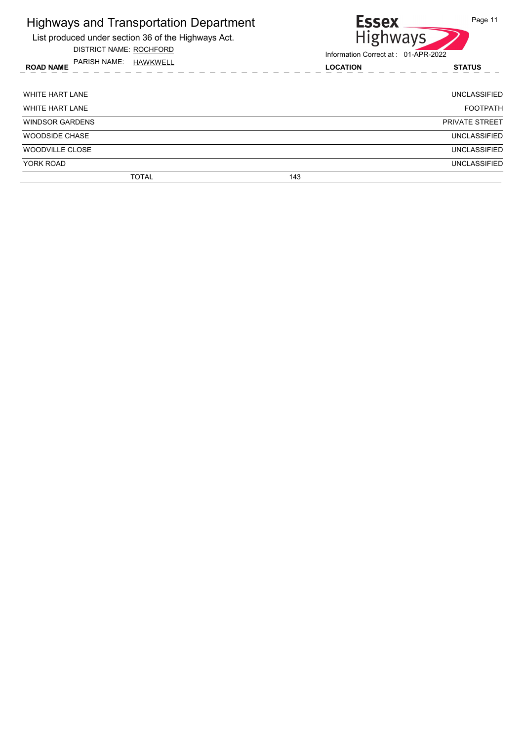# Highways and Transportation Department

List produced under section 36 of the Highways Act.

DISTRICT NAME: ROCHFORD

PARISH NAME: HAWKWELL

Essex Highways

Information Correct at : 01-APR-2022

| ROAD NAME | LOCATION | STATUS |
|---|---|---|
| WHITE HART LANE | | UNCLASSIFIED |
| WHITE HART LANE | | FOOTPATH |
| WINDSOR GARDENS | | PRIVATE STREET |
| WOODSIDE CHASE | | UNCLASSIFIED |
| WOODVILLE CLOSE | | UNCLASSIFIED |
| YORK ROAD | | UNCLASSIFIED |
| TOTAL | 143 | |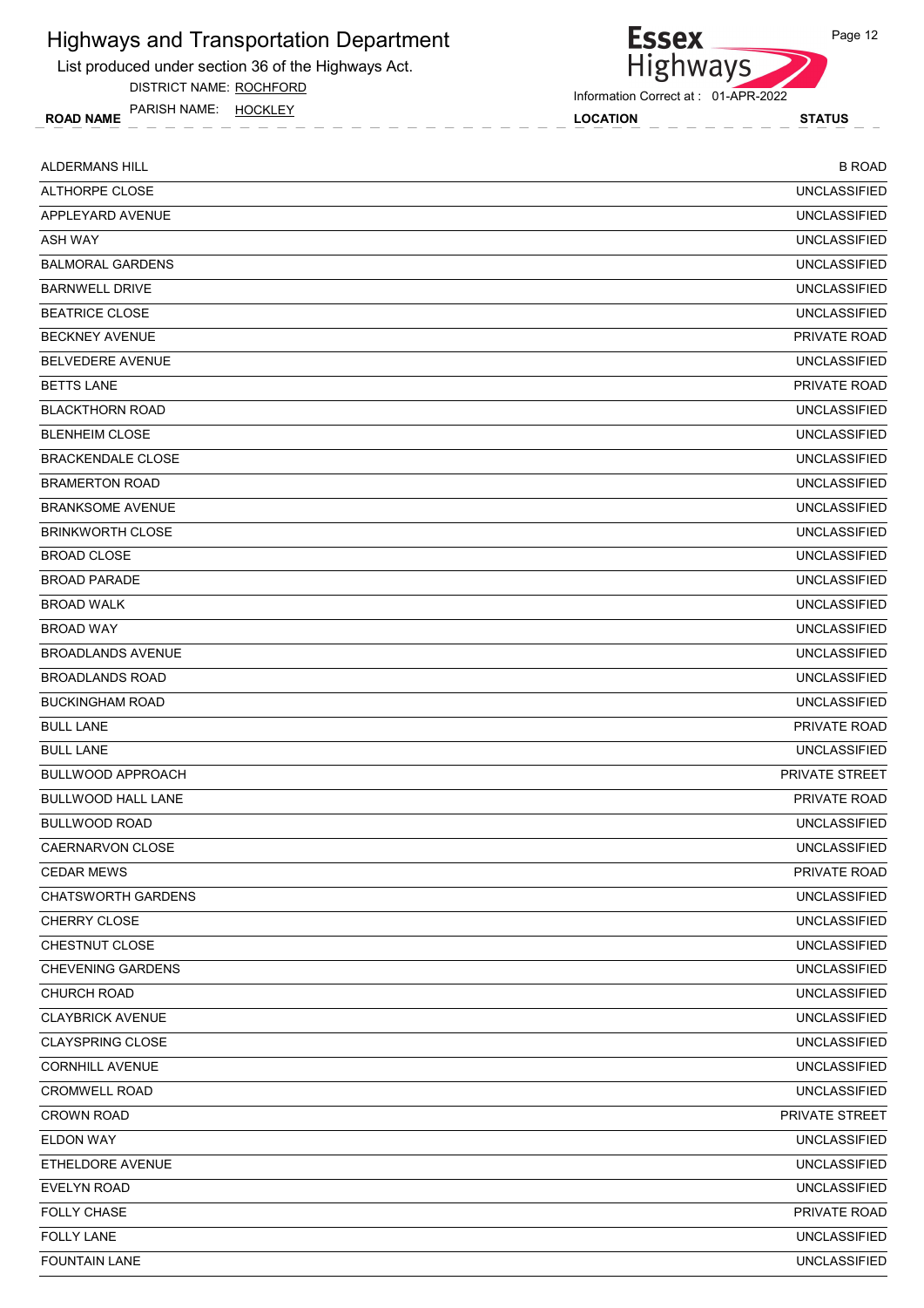# Highways and Transportation Department

List produced under section 36 of the Highways Act.

DISTRICT NAME: ROCHFORD

PARISH NAME: HOCKLEY

Information Correct at : 01-APR-2022

| ROAD NAME | LOCATION | STATUS |
|---|---|---|
| ALDERMANS HILL | | B ROAD |
| ALTHORPE CLOSE | | UNCLASSIFIED |
| APPLEYARD AVENUE | | UNCLASSIFIED |
| ASH WAY | | UNCLASSIFIED |
| BALMORAL GARDENS | | UNCLASSIFIED |
| BARNWELL DRIVE | | UNCLASSIFIED |
| BEATRICE CLOSE | | UNCLASSIFIED |
| BECKNEY AVENUE | | PRIVATE ROAD |
| BELVEDERE AVENUE | | UNCLASSIFIED |
| BETTS LANE | | PRIVATE ROAD |
| BLACKTHORN ROAD | | UNCLASSIFIED |
| BLENHEIM CLOSE | | UNCLASSIFIED |
| BRACKENDALE CLOSE | | UNCLASSIFIED |
| BRAMERTON ROAD | | UNCLASSIFIED |
| BRANKSOME AVENUE | | UNCLASSIFIED |
| BRINKWORTH CLOSE | | UNCLASSIFIED |
| BROAD CLOSE | | UNCLASSIFIED |
| BROAD PARADE | | UNCLASSIFIED |
| BROAD WALK | | UNCLASSIFIED |
| BROAD WAY | | UNCLASSIFIED |
| BROADLANDS AVENUE | | UNCLASSIFIED |
| BROADLANDS ROAD | | UNCLASSIFIED |
| BUCKINGHAM ROAD | | UNCLASSIFIED |
| BULL LANE | | PRIVATE ROAD |
| BULL LANE | | UNCLASSIFIED |
| BULLWOOD APPROACH | | PRIVATE STREET |
| BULLWOOD HALL LANE | | PRIVATE ROAD |
| BULLWOOD ROAD | | UNCLASSIFIED |
| CAERNARVON CLOSE | | UNCLASSIFIED |
| CEDAR MEWS | | PRIVATE ROAD |
| CHATSWORTH GARDENS | | UNCLASSIFIED |
| CHERRY CLOSE | | UNCLASSIFIED |
| CHESTNUT CLOSE | | UNCLASSIFIED |
| CHEVENING GARDENS | | UNCLASSIFIED |
| CHURCH ROAD | | UNCLASSIFIED |
| CLAYBRICK AVENUE | | UNCLASSIFIED |
| CLAYSPRING CLOSE | | UNCLASSIFIED |
| CORNHILL AVENUE | | UNCLASSIFIED |
| CROMWELL ROAD | | UNCLASSIFIED |
| CROWN ROAD | | PRIVATE STREET |
| ELDON WAY | | UNCLASSIFIED |
| ETHELDORE AVENUE | | UNCLASSIFIED |
| EVELYN ROAD | | UNCLASSIFIED |
| FOLLY CHASE | | PRIVATE ROAD |
| FOLLY LANE | | UNCLASSIFIED |
| FOUNTAIN LANE | | UNCLASSIFIED |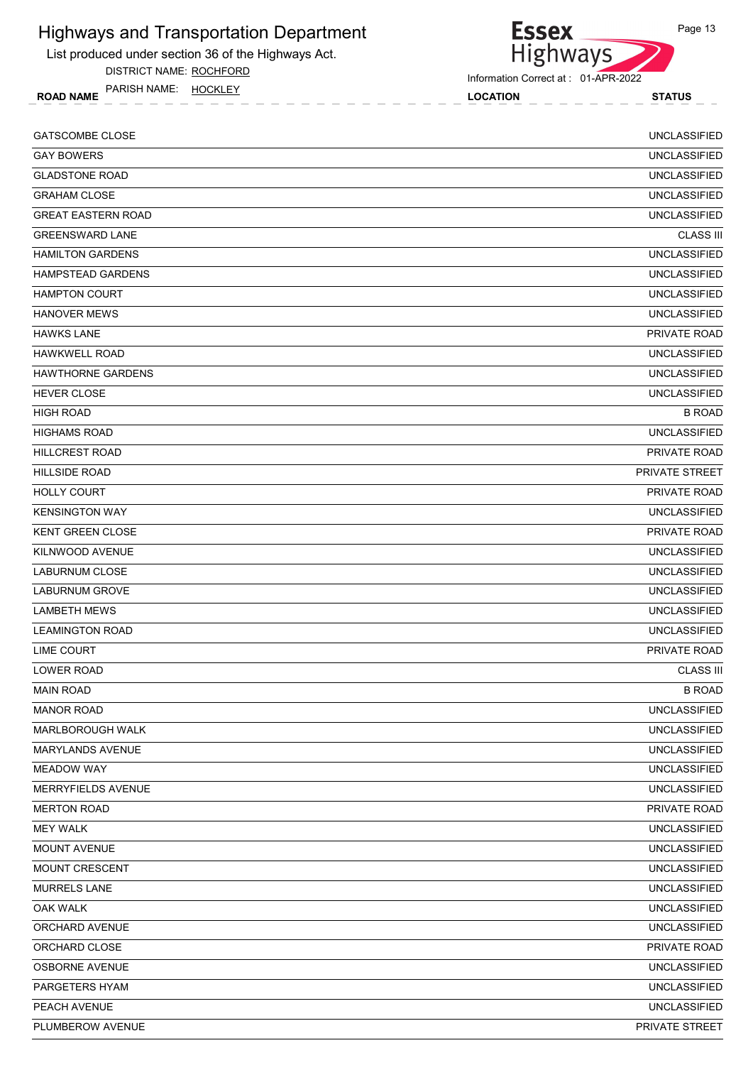# Highways and Transportation Department

List produced under section 36 of the Highways Act.

DISTRICT NAME: ROCHFORD

PARISH NAME: HOCKLEY

Information Correct at : 01-APR-2022

| ROAD NAME | LOCATION | STATUS |
|---|---|---|
| GATSCOMBE CLOSE | | UNCLASSIFIED |
| GAY BOWERS | | UNCLASSIFIED |
| GLADSTONE ROAD | | UNCLASSIFIED |
| GRAHAM CLOSE | | UNCLASSIFIED |
| GREAT EASTERN ROAD | | UNCLASSIFIED |
| GREENSWARD LANE | | CLASS III |
| HAMILTON GARDENS | | UNCLASSIFIED |
| HAMPSTEAD GARDENS | | UNCLASSIFIED |
| HAMPTON COURT | | UNCLASSIFIED |
| HANOVER MEWS | | UNCLASSIFIED |
| HAWKS LANE | | PRIVATE ROAD |
| HAWKWELL ROAD | | UNCLASSIFIED |
| HAWTHORNE GARDENS | | UNCLASSIFIED |
| HEVER CLOSE | | UNCLASSIFIED |
| HIGH ROAD | | B ROAD |
| HIGHAMS ROAD | | UNCLASSIFIED |
| HILLCREST ROAD | | PRIVATE ROAD |
| HILLSIDE ROAD | | PRIVATE STREET |
| HOLLY COURT | | PRIVATE ROAD |
| KENSINGTON WAY | | UNCLASSIFIED |
| KENT GREEN CLOSE | | PRIVATE ROAD |
| KILNWOOD AVENUE | | UNCLASSIFIED |
| LABURNUM CLOSE | | UNCLASSIFIED |
| LABURNUM GROVE | | UNCLASSIFIED |
| LAMBETH MEWS | | UNCLASSIFIED |
| LEAMINGTON ROAD | | UNCLASSIFIED |
| LIME COURT | | PRIVATE ROAD |
| LOWER ROAD | | CLASS III |
| MAIN ROAD | | B ROAD |
| MANOR ROAD | | UNCLASSIFIED |
| MARLBOROUGH WALK | | UNCLASSIFIED |
| MARYLANDS AVENUE | | UNCLASSIFIED |
| MEADOW WAY | | UNCLASSIFIED |
| MERRYFIELDS AVENUE | | UNCLASSIFIED |
| MERTON ROAD | | PRIVATE ROAD |
| MEY WALK | | UNCLASSIFIED |
| MOUNT AVENUE | | UNCLASSIFIED |
| MOUNT CRESCENT | | UNCLASSIFIED |
| MURRELS LANE | | UNCLASSIFIED |
| OAK WALK | | UNCLASSIFIED |
| ORCHARD AVENUE | | UNCLASSIFIED |
| ORCHARD CLOSE | | PRIVATE ROAD |
| OSBORNE AVENUE | | UNCLASSIFIED |
| PARGETERS HYAM | | UNCLASSIFIED |
| PEACH AVENUE | | UNCLASSIFIED |
| PLUMBEROW AVENUE | | PRIVATE STREET |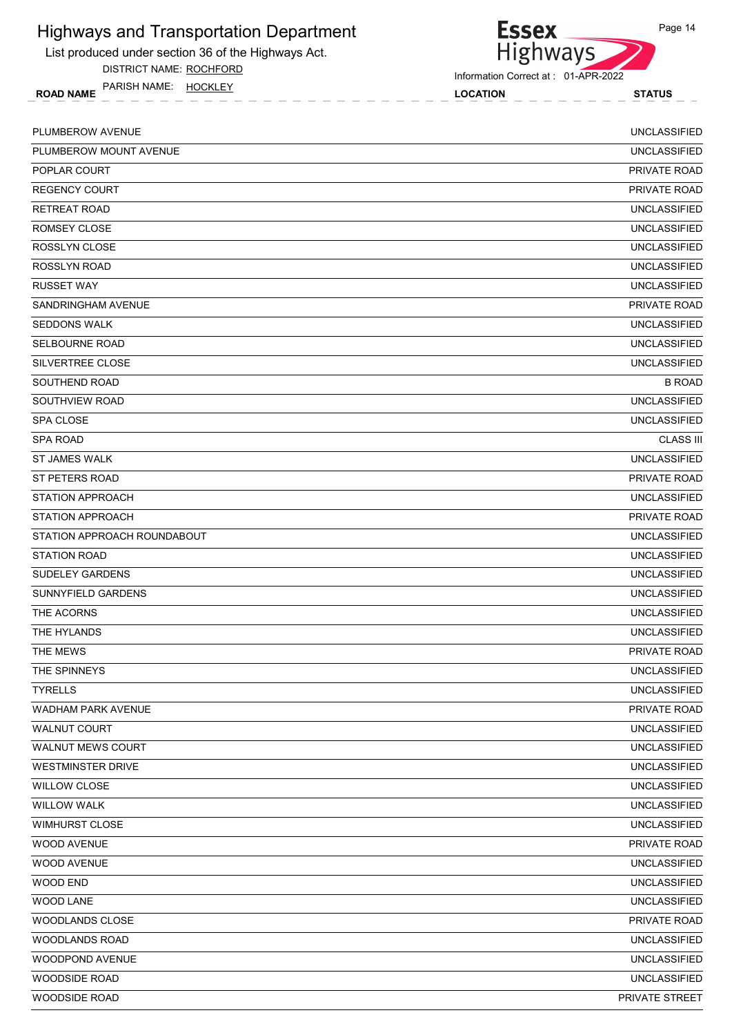# Highways and Transportation Department

List produced under section 36 of the Highways Act.

DISTRICT NAME: ROCHFORD

PARISH NAME: HOCKLEY

Information Correct at : 01-APR-2022

| ROAD NAME | LOCATION | STATUS |
|---|---|---|
| PLUMBEROW AVENUE | | UNCLASSIFIED |
| PLUMBEROW MOUNT AVENUE | | UNCLASSIFIED |
| POPLAR COURT | | PRIVATE ROAD |
| REGENCY COURT | | PRIVATE ROAD |
| RETREAT ROAD | | UNCLASSIFIED |
| ROMSEY CLOSE | | UNCLASSIFIED |
| ROSSLYN CLOSE | | UNCLASSIFIED |
| ROSSLYN ROAD | | UNCLASSIFIED |
| RUSSET WAY | | UNCLASSIFIED |
| SANDRINGHAM AVENUE | | PRIVATE ROAD |
| SEDDONS WALK | | UNCLASSIFIED |
| SELBOURNE ROAD | | UNCLASSIFIED |
| SILVERTREE CLOSE | | UNCLASSIFIED |
| SOUTHEND ROAD | | B ROAD |
| SOUTHVIEW ROAD | | UNCLASSIFIED |
| SPA CLOSE | | UNCLASSIFIED |
| SPA ROAD | | CLASS III |
| ST JAMES WALK | | UNCLASSIFIED |
| ST PETERS ROAD | | PRIVATE ROAD |
| STATION APPROACH | | UNCLASSIFIED |
| STATION APPROACH | | PRIVATE ROAD |
| STATION APPROACH ROUNDABOUT | | UNCLASSIFIED |
| STATION ROAD | | UNCLASSIFIED |
| SUDELEY GARDENS | | UNCLASSIFIED |
| SUNNYFIELD GARDENS | | UNCLASSIFIED |
| THE ACORNS | | UNCLASSIFIED |
| THE HYLANDS | | UNCLASSIFIED |
| THE MEWS | | PRIVATE ROAD |
| THE SPINNEYS | | UNCLASSIFIED |
| TYRELLS | | UNCLASSIFIED |
| WADHAM PARK AVENUE | | PRIVATE ROAD |
| WALNUT COURT | | UNCLASSIFIED |
| WALNUT MEWS COURT | | UNCLASSIFIED |
| WESTMINSTER DRIVE | | UNCLASSIFIED |
| WILLOW CLOSE | | UNCLASSIFIED |
| WILLOW WALK | | UNCLASSIFIED |
| WIMHURST CLOSE | | UNCLASSIFIED |
| WOOD AVENUE | | PRIVATE ROAD |
| WOOD AVENUE | | UNCLASSIFIED |
| WOOD END | | UNCLASSIFIED |
| WOOD LANE | | UNCLASSIFIED |
| WOODLANDS CLOSE | | PRIVATE ROAD |
| WOODLANDS ROAD | | UNCLASSIFIED |
| WOODPOND AVENUE | | UNCLASSIFIED |
| WOODSIDE ROAD | | UNCLASSIFIED |
| WOODSIDE ROAD | | PRIVATE STREET |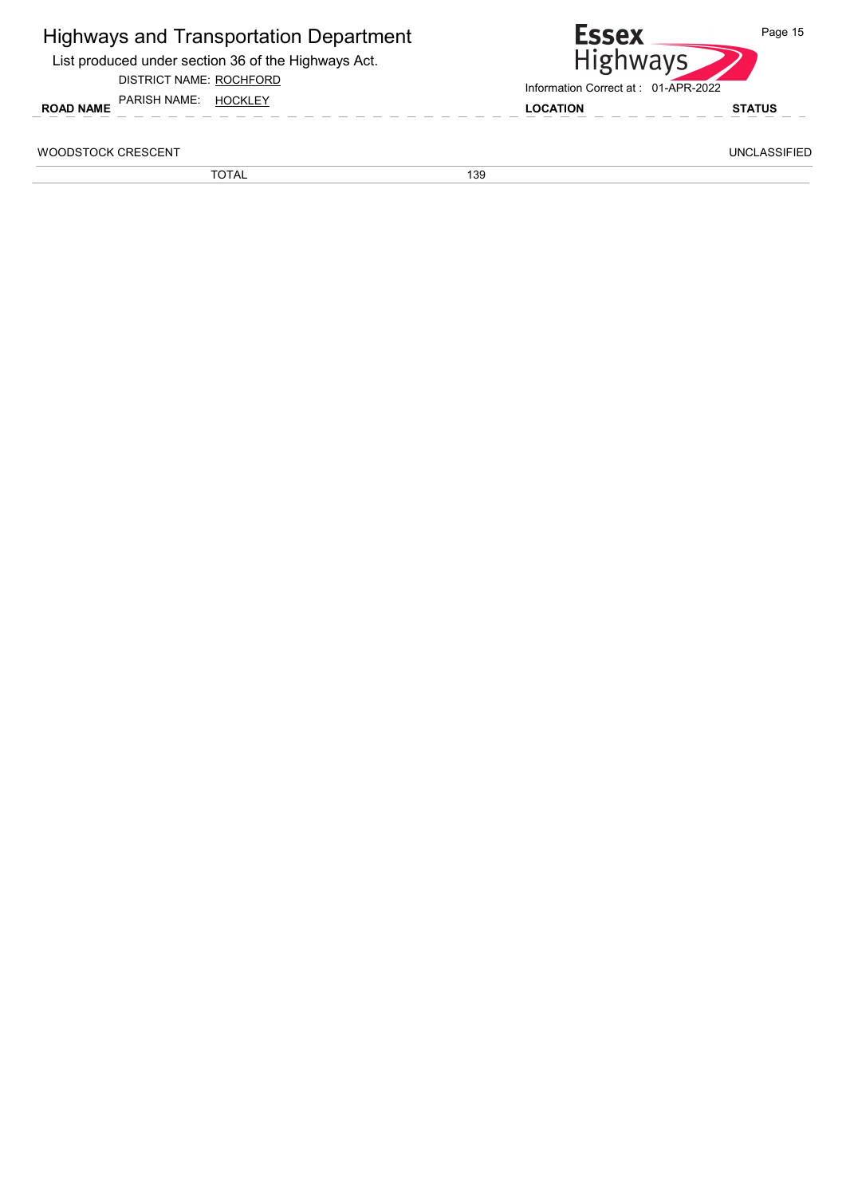# Highways and Transportation Department

List produced under section 36 of the Highways Act.

DISTRICT NAME: ROCHFORD

PARISH NAME: HOCKLEY

Information Correct at : 01-APR-2022

| ROAD NAME | LOCATION | STATUS |
|---|---|---|
| WOODSTOCK CRESCENT | | UNCLASSIFIED |
| TOTAL | 139 | |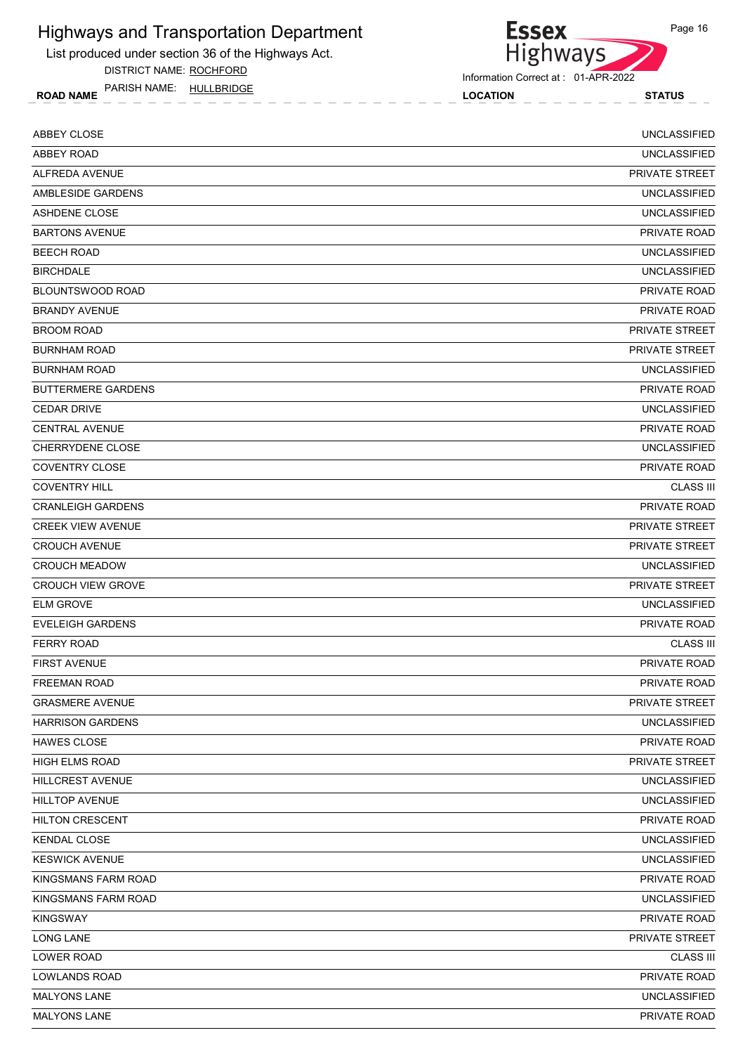# Highways and Transportation Department

List produced under section 36 of the Highways Act.

DISTRICT NAME: ROCHFORD

PARISH NAME: HULLBRIDGE

Information Correct at : 01-APR-2022

| ROAD NAME | LOCATION | STATUS |
|---|---|---|
| ABBEY CLOSE | | UNCLASSIFIED |
| ABBEY ROAD | | UNCLASSIFIED |
| ALFREDA AVENUE | | PRIVATE STREET |
| AMBLESIDE GARDENS | | UNCLASSIFIED |
| ASHDENE CLOSE | | UNCLASSIFIED |
| BARTONS AVENUE | | PRIVATE ROAD |
| BEECH ROAD | | UNCLASSIFIED |
| BIRCHDALE | | UNCLASSIFIED |
| BLOUNTSWOOD ROAD | | PRIVATE ROAD |
| BRANDY AVENUE | | PRIVATE ROAD |
| BROOM ROAD | | PRIVATE STREET |
| BURNHAM ROAD | | PRIVATE STREET |
| BURNHAM ROAD | | UNCLASSIFIED |
| BUTTERMERE GARDENS | | PRIVATE ROAD |
| CEDAR DRIVE | | UNCLASSIFIED |
| CENTRAL AVENUE | | PRIVATE ROAD |
| CHERRYDENE CLOSE | | UNCLASSIFIED |
| COVENTRY CLOSE | | PRIVATE ROAD |
| COVENTRY HILL | | CLASS III |
| CRANLEIGH GARDENS | | PRIVATE ROAD |
| CREEK VIEW AVENUE | | PRIVATE STREET |
| CROUCH AVENUE | | PRIVATE STREET |
| CROUCH MEADOW | | UNCLASSIFIED |
| CROUCH VIEW GROVE | | PRIVATE STREET |
| ELM GROVE | | UNCLASSIFIED |
| EVELEIGH GARDENS | | PRIVATE ROAD |
| FERRY ROAD | | CLASS III |
| FIRST AVENUE | | PRIVATE ROAD |
| FREEMAN ROAD | | PRIVATE ROAD |
| GRASMERE AVENUE | | PRIVATE STREET |
| HARRISON GARDENS | | UNCLASSIFIED |
| HAWES CLOSE | | PRIVATE ROAD |
| HIGH ELMS ROAD | | PRIVATE STREET |
| HILLCREST AVENUE | | UNCLASSIFIED |
| HILLTOP AVENUE | | UNCLASSIFIED |
| HILTON CRESCENT | | PRIVATE ROAD |
| KENDAL CLOSE | | UNCLASSIFIED |
| KESWICK AVENUE | | UNCLASSIFIED |
| KINGSMANS FARM ROAD | | PRIVATE ROAD |
| KINGSMANS FARM ROAD | | UNCLASSIFIED |
| KINGSWAY | | PRIVATE ROAD |
| LONG LANE | | PRIVATE STREET |
| LOWER ROAD | | CLASS III |
| LOWLANDS ROAD | | PRIVATE ROAD |
| MALYONS LANE | | UNCLASSIFIED |
| MALYONS LANE | | PRIVATE ROAD |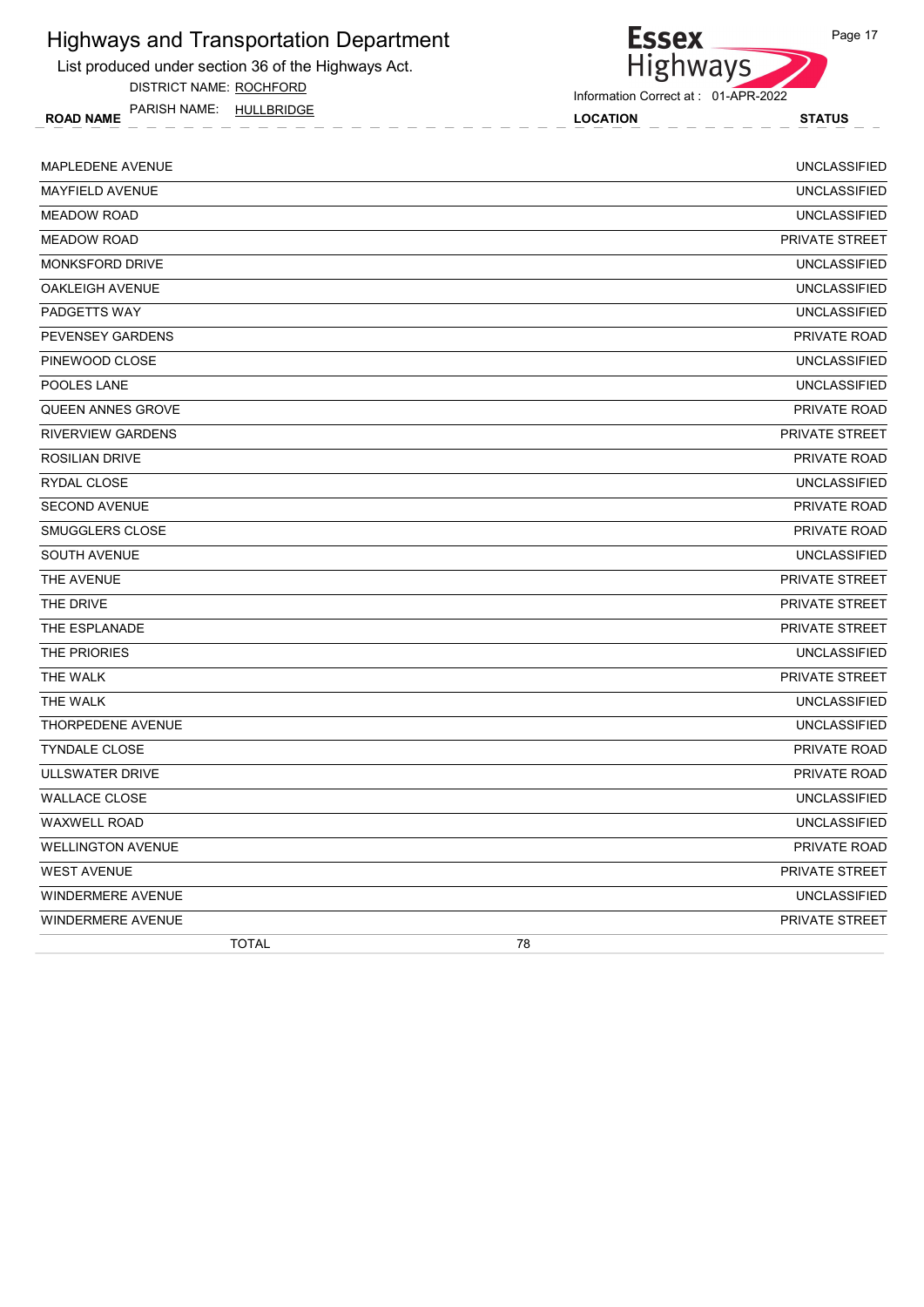# Highways and Transportation Department

List produced under section 36 of the Highways Act.

DISTRICT NAME: ROCHFORD

PARISH NAME: HULLBRIDGE

Information Correct at : 01-APR-2022

| ROAD NAME | LOCATION | STATUS |
|---|---|---|
| MAPLEDENE AVENUE | | UNCLASSIFIED |
| MAYFIELD AVENUE | | UNCLASSIFIED |
| MEADOW ROAD | | UNCLASSIFIED |
| MEADOW ROAD | | PRIVATE STREET |
| MONKSFORD DRIVE | | UNCLASSIFIED |
| OAKLEIGH AVENUE | | UNCLASSIFIED |
| PADGETTS WAY | | UNCLASSIFIED |
| PEVENSEY GARDENS | | PRIVATE ROAD |
| PINEWOOD CLOSE | | UNCLASSIFIED |
| POOLES LANE | | UNCLASSIFIED |
| QUEEN ANNES GROVE | | PRIVATE ROAD |
| RIVERVIEW GARDENS | | PRIVATE STREET |
| ROSILIAN DRIVE | | PRIVATE ROAD |
| RYDAL CLOSE | | UNCLASSIFIED |
| SECOND AVENUE | | PRIVATE ROAD |
| SMUGGLERS CLOSE | | PRIVATE ROAD |
| SOUTH AVENUE | | UNCLASSIFIED |
| THE AVENUE | | PRIVATE STREET |
| THE DRIVE | | PRIVATE STREET |
| THE ESPLANADE | | PRIVATE STREET |
| THE PRIORIES | | UNCLASSIFIED |
| THE WALK | | PRIVATE STREET |
| THE WALK | | UNCLASSIFIED |
| THORPEDENE AVENUE | | UNCLASSIFIED |
| TYNDALE CLOSE | | PRIVATE ROAD |
| ULLSWATER DRIVE | | PRIVATE ROAD |
| WALLACE CLOSE | | UNCLASSIFIED |
| WAXWELL ROAD | | UNCLASSIFIED |
| WELLINGTON AVENUE | | PRIVATE ROAD |
| WEST AVENUE | | PRIVATE STREET |
| WINDERMERE AVENUE | | UNCLASSIFIED |
| WINDERMERE AVENUE | | PRIVATE STREET |
| TOTAL | 78 | |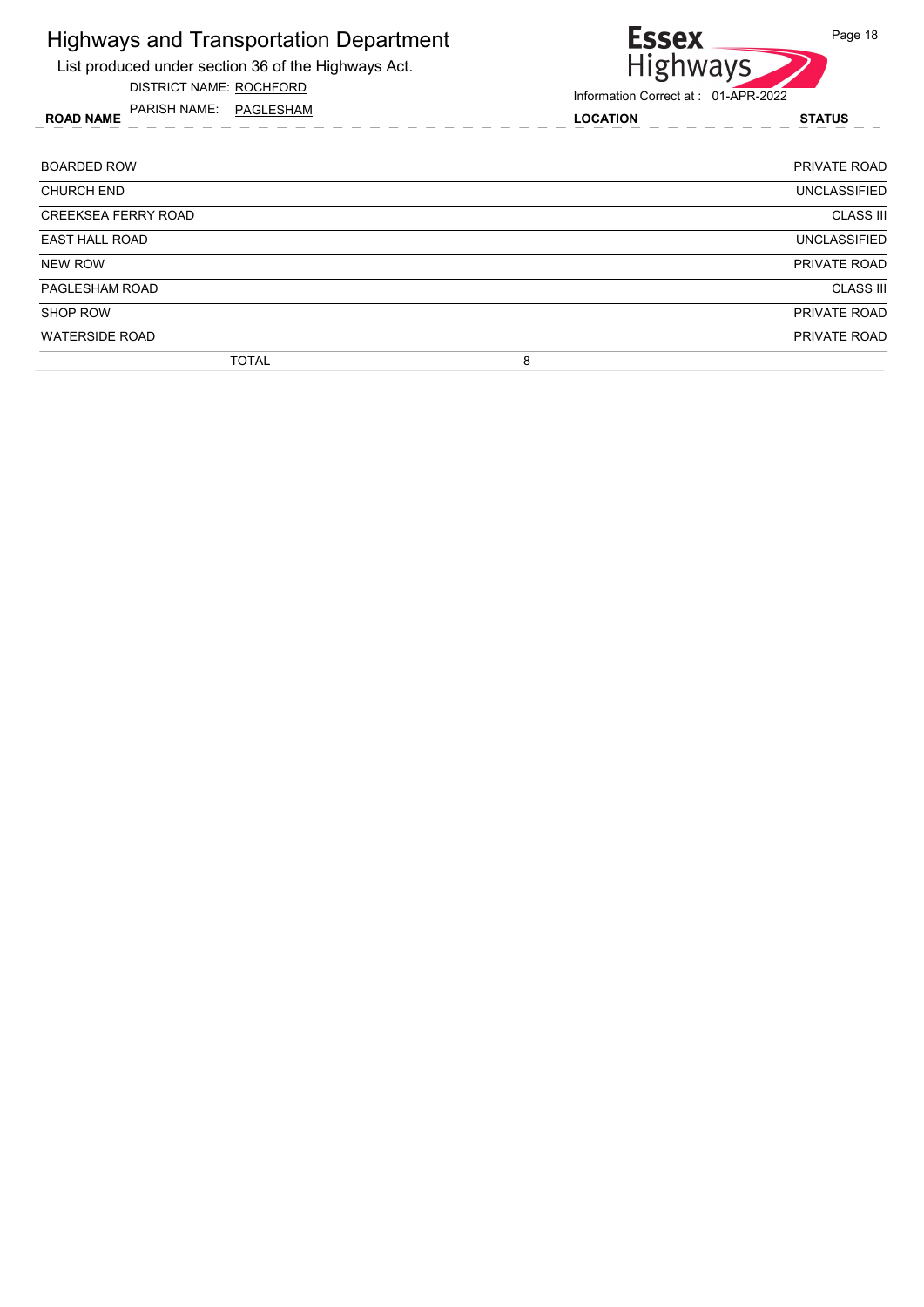# Highways and Transportation Department

List produced under section 36 of the Highways Act.

DISTRICT NAME: ROCHFORD

PARISH NAME: PAGLESHAM

Information Correct at : 01-APR-2022

| ROAD NAME | LOCATION | STATUS |
|---|---|---|
| BOARDED ROW | | PRIVATE ROAD |
| CHURCH END | | UNCLASSIFIED |
| CREEKSEA FERRY ROAD | | CLASS III |
| EAST HALL ROAD | | UNCLASSIFIED |
| NEW ROW | | PRIVATE ROAD |
| PAGLESHAM ROAD | | CLASS III |
| SHOP ROW | | PRIVATE ROAD |
| WATERSIDE ROAD | | PRIVATE ROAD |
| TOTAL | 8 | |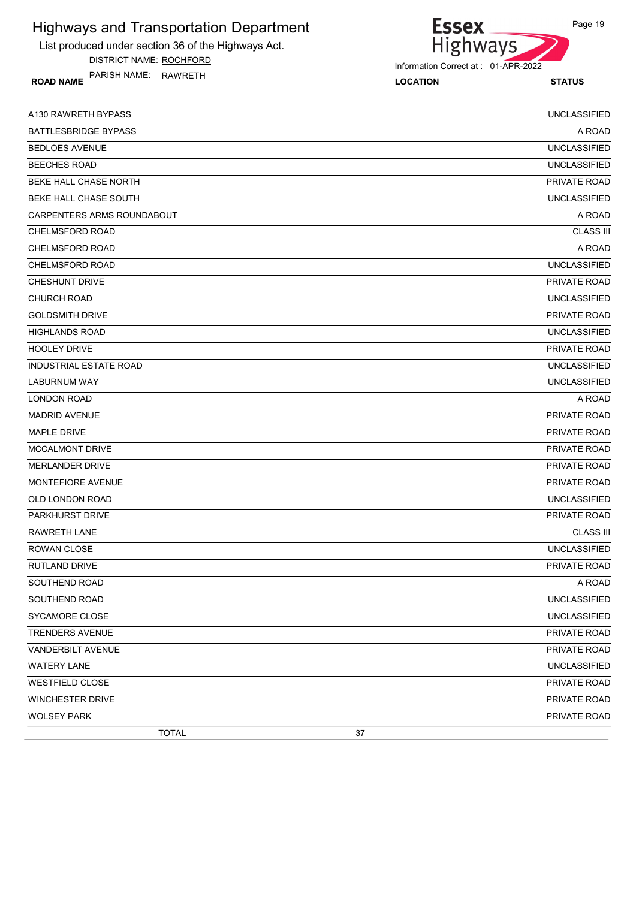# Highways and Transportation Department

List produced under section 36 of the Highways Act.

DISTRICT NAME: ROCHFORD

PARISH NAME: RAWRETH

Information Correct at : 01-APR-2022

| ROAD NAME | LOCATION | STATUS |
|---|---|---|
| A130 RAWRETH BYPASS | | UNCLASSIFIED |
| BATTLESBRIDGE BYPASS | | A ROAD |
| BEDLOES AVENUE | | UNCLASSIFIED |
| BEECHES ROAD | | UNCLASSIFIED |
| BEKE HALL CHASE NORTH | | PRIVATE ROAD |
| BEKE HALL CHASE SOUTH | | UNCLASSIFIED |
| CARPENTERS ARMS ROUNDABOUT | | A ROAD |
| CHELMSFORD ROAD | | CLASS III |
| CHELMSFORD ROAD | | A ROAD |
| CHELMSFORD ROAD | | UNCLASSIFIED |
| CHESHUNT DRIVE | | PRIVATE ROAD |
| CHURCH ROAD | | UNCLASSIFIED |
| GOLDSMITH DRIVE | | PRIVATE ROAD |
| HIGHLANDS ROAD | | UNCLASSIFIED |
| HOOLEY DRIVE | | PRIVATE ROAD |
| INDUSTRIAL ESTATE ROAD | | UNCLASSIFIED |
| LABURNUM WAY | | UNCLASSIFIED |
| LONDON ROAD | | A ROAD |
| MADRID AVENUE | | PRIVATE ROAD |
| MAPLE DRIVE | | PRIVATE ROAD |
| MCCALMONT DRIVE | | PRIVATE ROAD |
| MERLANDER DRIVE | | PRIVATE ROAD |
| MONTEFIORE AVENUE | | PRIVATE ROAD |
| OLD LONDON ROAD | | UNCLASSIFIED |
| PARKHURST DRIVE | | PRIVATE ROAD |
| RAWRETH LANE | | CLASS III |
| ROWAN CLOSE | | UNCLASSIFIED |
| RUTLAND DRIVE | | PRIVATE ROAD |
| SOUTHEND ROAD | | A ROAD |
| SOUTHEND ROAD | | UNCLASSIFIED |
| SYCAMORE CLOSE | | UNCLASSIFIED |
| TRENDERS AVENUE | | PRIVATE ROAD |
| VANDERBILT AVENUE | | PRIVATE ROAD |
| WATERY LANE | | UNCLASSIFIED |
| WESTFIELD CLOSE | | PRIVATE ROAD |
| WINCHESTER DRIVE | | PRIVATE ROAD |
| WOLSEY PARK | | PRIVATE ROAD |
| TOTAL | 37 | |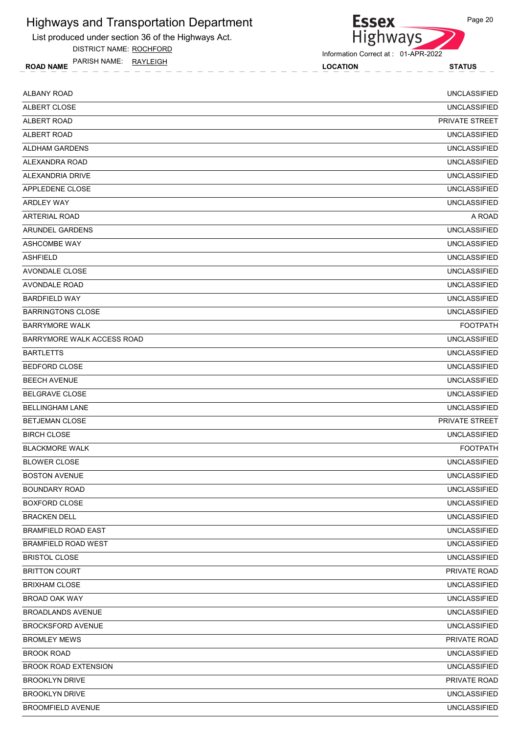# Highways and Transportation Department

List produced under section 36 of the Highways Act.

DISTRICT NAME: ROCHFORD

PARISH NAME: RAYLEIGH

Information Correct at : 01-APR-2022

| ROAD NAME | LOCATION | STATUS |
|---|---|---|
| ALBANY ROAD | | UNCLASSIFIED |
| ALBERT CLOSE | | UNCLASSIFIED |
| ALBERT ROAD | | PRIVATE STREET |
| ALBERT ROAD | | UNCLASSIFIED |
| ALDHAM GARDENS | | UNCLASSIFIED |
| ALEXANDRA ROAD | | UNCLASSIFIED |
| ALEXANDRIA DRIVE | | UNCLASSIFIED |
| APPLEDENE CLOSE | | UNCLASSIFIED |
| ARDLEY WAY | | UNCLASSIFIED |
| ARTERIAL ROAD | | A ROAD |
| ARUNDEL GARDENS | | UNCLASSIFIED |
| ASHCOMBE WAY | | UNCLASSIFIED |
| ASHFIELD | | UNCLASSIFIED |
| AVONDALE CLOSE | | UNCLASSIFIED |
| AVONDALE ROAD | | UNCLASSIFIED |
| BARDFIELD WAY | | UNCLASSIFIED |
| BARRINGTONS CLOSE | | UNCLASSIFIED |
| BARRYMORE WALK | | FOOTPATH |
| BARRYMORE WALK ACCESS ROAD | | UNCLASSIFIED |
| BARTLETTS | | UNCLASSIFIED |
| BEDFORD CLOSE | | UNCLASSIFIED |
| BEECH AVENUE | | UNCLASSIFIED |
| BELGRAVE CLOSE | | UNCLASSIFIED |
| BELLINGHAM LANE | | UNCLASSIFIED |
| BETJEMAN CLOSE | | PRIVATE STREET |
| BIRCH CLOSE | | UNCLASSIFIED |
| BLACKMORE WALK | | FOOTPATH |
| BLOWER CLOSE | | UNCLASSIFIED |
| BOSTON AVENUE | | UNCLASSIFIED |
| BOUNDARY ROAD | | UNCLASSIFIED |
| BOXFORD CLOSE | | UNCLASSIFIED |
| BRACKEN DELL | | UNCLASSIFIED |
| BRAMFIELD ROAD EAST | | UNCLASSIFIED |
| BRAMFIELD ROAD WEST | | UNCLASSIFIED |
| BRISTOL CLOSE | | UNCLASSIFIED |
| BRITTON COURT | | PRIVATE ROAD |
| BRIXHAM CLOSE | | UNCLASSIFIED |
| BROAD OAK WAY | | UNCLASSIFIED |
| BROADLANDS AVENUE | | UNCLASSIFIED |
| BROCKSFORD AVENUE | | UNCLASSIFIED |
| BROMLEY MEWS | | PRIVATE ROAD |
| BROOK ROAD | | UNCLASSIFIED |
| BROOK ROAD EXTENSION | | UNCLASSIFIED |
| BROOKLYN DRIVE | | PRIVATE ROAD |
| BROOKLYN DRIVE | | UNCLASSIFIED |
| BROOMFIELD AVENUE | | UNCLASSIFIED |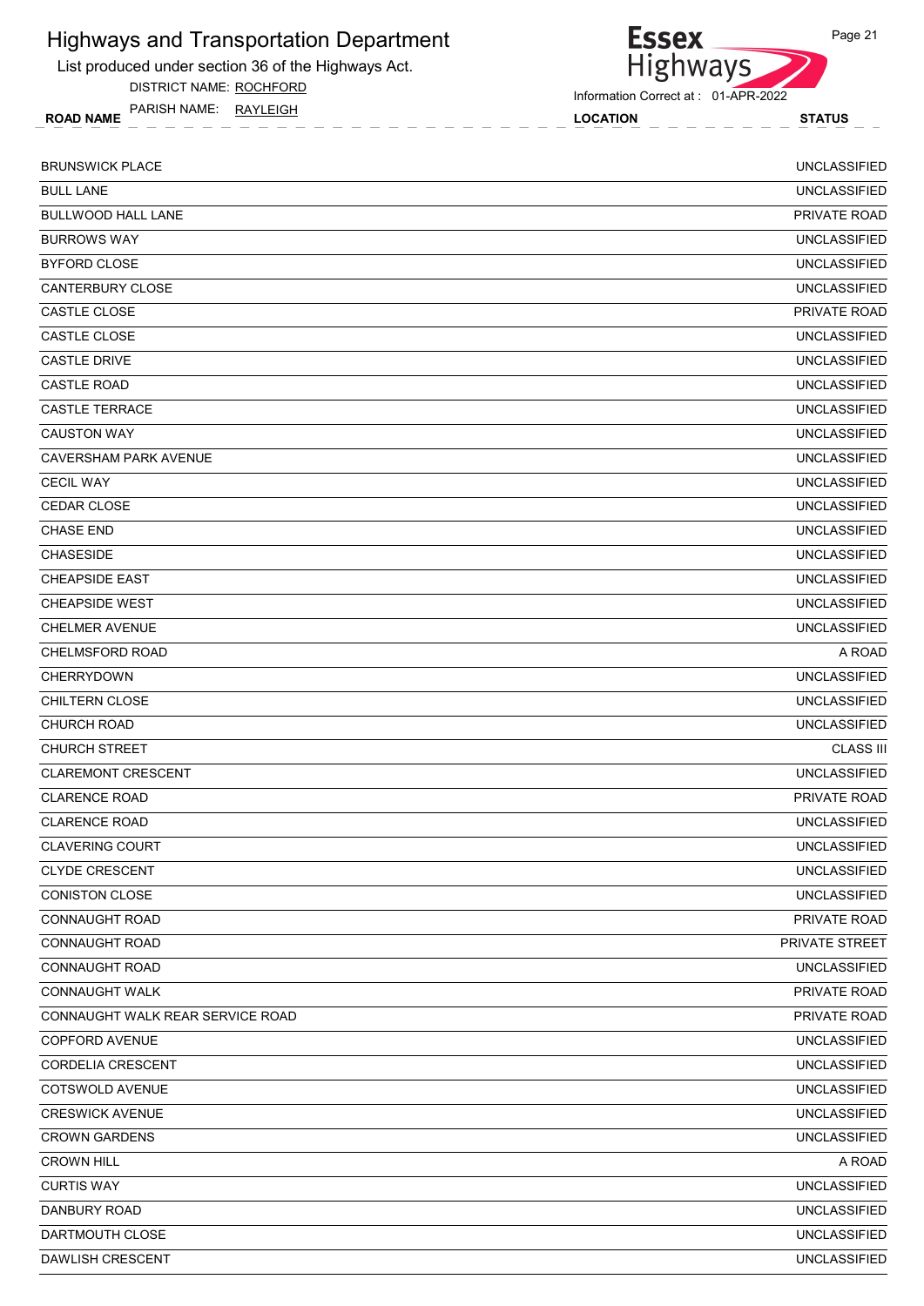# Highways and Transportation Department

List produced under section 36 of the Highways Act.

DISTRICT NAME: ROCHFORD

PARISH NAME: RAYLEIGH

Information Correct at : 01-APR-2022

| ROAD NAME | LOCATION | STATUS |
|---|---|---|
| BRUNSWICK PLACE | | UNCLASSIFIED |
| BULL LANE | | UNCLASSIFIED |
| BULLWOOD HALL LANE | | PRIVATE ROAD |
| BURROWS WAY | | UNCLASSIFIED |
| BYFORD CLOSE | | UNCLASSIFIED |
| CANTERBURY CLOSE | | UNCLASSIFIED |
| CASTLE CLOSE | | PRIVATE ROAD |
| CASTLE CLOSE | | UNCLASSIFIED |
| CASTLE DRIVE | | UNCLASSIFIED |
| CASTLE ROAD | | UNCLASSIFIED |
| CASTLE TERRACE | | UNCLASSIFIED |
| CAUSTON WAY | | UNCLASSIFIED |
| CAVERSHAM PARK AVENUE | | UNCLASSIFIED |
| CECIL WAY | | UNCLASSIFIED |
| CEDAR CLOSE | | UNCLASSIFIED |
| CHASE END | | UNCLASSIFIED |
| CHASESIDE | | UNCLASSIFIED |
| CHEAPSIDE EAST | | UNCLASSIFIED |
| CHEAPSIDE WEST | | UNCLASSIFIED |
| CHELMER AVENUE | | UNCLASSIFIED |
| CHELMSFORD ROAD | | A ROAD |
| CHERRYDOWN | | UNCLASSIFIED |
| CHILTERN CLOSE | | UNCLASSIFIED |
| CHURCH ROAD | | UNCLASSIFIED |
| CHURCH STREET | | CLASS III |
| CLAREMONT CRESCENT | | UNCLASSIFIED |
| CLARENCE ROAD | | PRIVATE ROAD |
| CLARENCE ROAD | | UNCLASSIFIED |
| CLAVERING COURT | | UNCLASSIFIED |
| CLYDE CRESCENT | | UNCLASSIFIED |
| CONISTON CLOSE | | UNCLASSIFIED |
| CONNAUGHT ROAD | | PRIVATE ROAD |
| CONNAUGHT ROAD | | PRIVATE STREET |
| CONNAUGHT ROAD | | UNCLASSIFIED |
| CONNAUGHT WALK | | PRIVATE ROAD |
| CONNAUGHT WALK REAR SERVICE ROAD | | PRIVATE ROAD |
| COPFORD AVENUE | | UNCLASSIFIED |
| CORDELIA CRESCENT | | UNCLASSIFIED |
| COTSWOLD AVENUE | | UNCLASSIFIED |
| CRESWICK AVENUE | | UNCLASSIFIED |
| CROWN GARDENS | | UNCLASSIFIED |
| CROWN HILL | | A ROAD |
| CURTIS WAY | | UNCLASSIFIED |
| DANBURY ROAD | | UNCLASSIFIED |
| DARTMOUTH CLOSE | | UNCLASSIFIED |
| DAWLISH CRESCENT | | UNCLASSIFIED |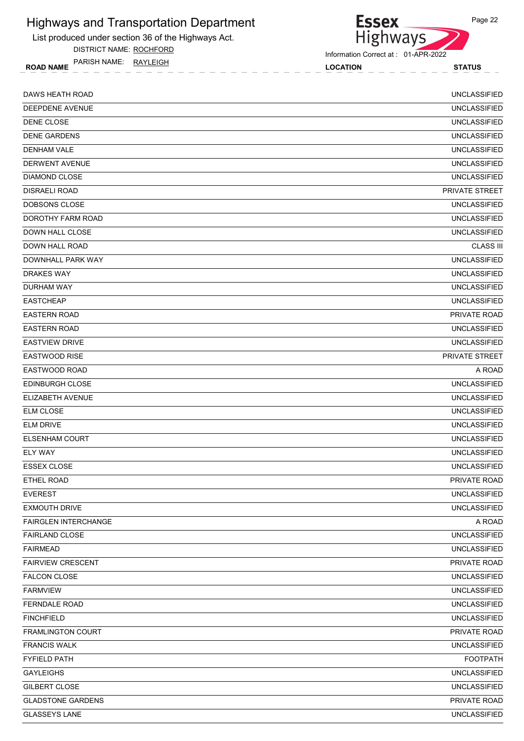# Highways and Transportation Department

List produced under section 36 of the Highways Act.

DISTRICT NAME: ROCHFORD

PARISH NAME: RAYLEIGH

Information Correct at : 01-APR-2022

| ROAD NAME | LOCATION | STATUS |
|---|---|---|
| DAWS HEATH ROAD | | UNCLASSIFIED |
| DEEPDENE AVENUE | | UNCLASSIFIED |
| DENE CLOSE | | UNCLASSIFIED |
| DENE GARDENS | | UNCLASSIFIED |
| DENHAM VALE | | UNCLASSIFIED |
| DERWENT AVENUE | | UNCLASSIFIED |
| DIAMOND CLOSE | | UNCLASSIFIED |
| DISRAELI ROAD | | PRIVATE STREET |
| DOBSONS CLOSE | | UNCLASSIFIED |
| DOROTHY FARM ROAD | | UNCLASSIFIED |
| DOWN HALL CLOSE | | UNCLASSIFIED |
| DOWN HALL ROAD | | CLASS III |
| DOWNHALL PARK WAY | | UNCLASSIFIED |
| DRAKES WAY | | UNCLASSIFIED |
| DURHAM WAY | | UNCLASSIFIED |
| EASTCHEAP | | UNCLASSIFIED |
| EASTERN ROAD | | PRIVATE ROAD |
| EASTERN ROAD | | UNCLASSIFIED |
| EASTVIEW DRIVE | | UNCLASSIFIED |
| EASTWOOD RISE | | PRIVATE STREET |
| EASTWOOD ROAD | | A ROAD |
| EDINBURGH CLOSE | | UNCLASSIFIED |
| ELIZABETH AVENUE | | UNCLASSIFIED |
| ELM CLOSE | | UNCLASSIFIED |
| ELM DRIVE | | UNCLASSIFIED |
| ELSENHAM COURT | | UNCLASSIFIED |
| ELY WAY | | UNCLASSIFIED |
| ESSEX CLOSE | | UNCLASSIFIED |
| ETHEL ROAD | | PRIVATE ROAD |
| EVEREST | | UNCLASSIFIED |
| EXMOUTH DRIVE | | UNCLASSIFIED |
| FAIRGLEN INTERCHANGE | | A ROAD |
| FAIRLAND CLOSE | | UNCLASSIFIED |
| FAIRMEAD | | UNCLASSIFIED |
| FAIRVIEW CRESCENT | | PRIVATE ROAD |
| FALCON CLOSE | | UNCLASSIFIED |
| FARMVIEW | | UNCLASSIFIED |
| FERNDALE ROAD | | UNCLASSIFIED |
| FINCHFIELD | | UNCLASSIFIED |
| FRAMLINGTON COURT | | PRIVATE ROAD |
| FRANCIS WALK | | UNCLASSIFIED |
| FYFIELD PATH | | FOOTPATH |
| GAYLEIGHS | | UNCLASSIFIED |
| GILBERT CLOSE | | UNCLASSIFIED |
| GLADSTONE GARDENS | | PRIVATE ROAD |
| GLASSEYS LANE | | UNCLASSIFIED |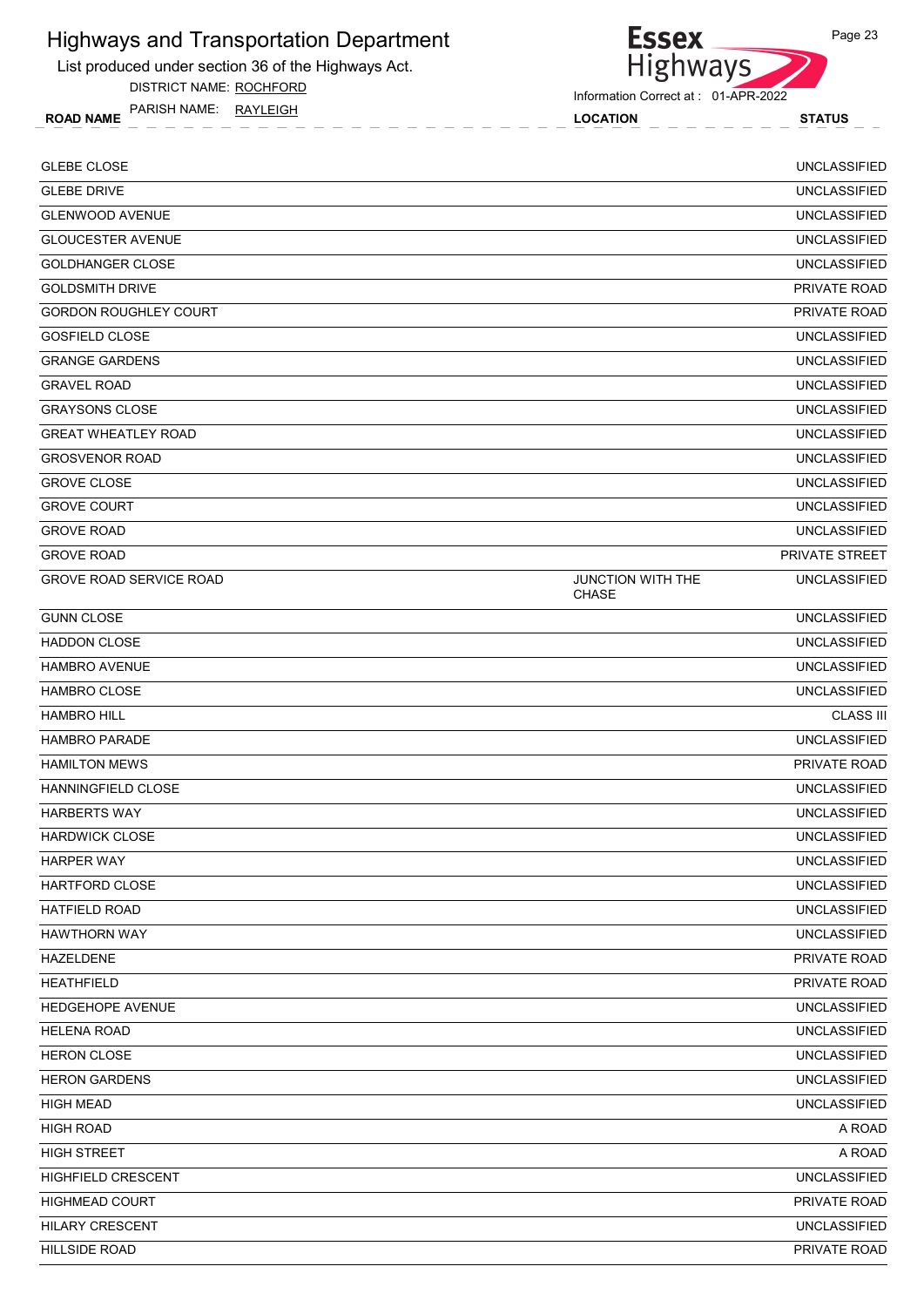# Highways and Transportation Department

List produced under section 36 of the Highways Act.

DISTRICT NAME: ROCHFORD

PARISH NAME: RAYLEIGH

Information Correct at : 01-APR-2022

| ROAD NAME | LOCATION | STATUS |
|---|---|---|
| GLEBE CLOSE | | UNCLASSIFIED |
| GLEBE DRIVE | | UNCLASSIFIED |
| GLENWOOD AVENUE | | UNCLASSIFIED |
| GLOUCESTER AVENUE | | UNCLASSIFIED |
| GOLDHANGER CLOSE | | UNCLASSIFIED |
| GOLDSMITH DRIVE | | PRIVATE ROAD |
| GORDON ROUGHLEY COURT | | PRIVATE ROAD |
| GOSFIELD CLOSE | | UNCLASSIFIED |
| GRANGE GARDENS | | UNCLASSIFIED |
| GRAVEL ROAD | | UNCLASSIFIED |
| GRAYSONS CLOSE | | UNCLASSIFIED |
| GREAT WHEATLEY ROAD | | UNCLASSIFIED |
| GROSVENOR ROAD | | UNCLASSIFIED |
| GROVE CLOSE | | UNCLASSIFIED |
| GROVE COURT | | UNCLASSIFIED |
| GROVE ROAD | | UNCLASSIFIED |
| GROVE ROAD | | PRIVATE STREET |
| GROVE ROAD SERVICE ROAD | JUNCTION WITH THE CHASE | UNCLASSIFIED |
| GUNN CLOSE | | UNCLASSIFIED |
| HADDON CLOSE | | UNCLASSIFIED |
| HAMBRO AVENUE | | UNCLASSIFIED |
| HAMBRO CLOSE | | UNCLASSIFIED |
| HAMBRO HILL | | CLASS III |
| HAMBRO PARADE | | UNCLASSIFIED |
| HAMILTON MEWS | | PRIVATE ROAD |
| HANNINGFIELD CLOSE | | UNCLASSIFIED |
| HARBERTS WAY | | UNCLASSIFIED |
| HARDWICK CLOSE | | UNCLASSIFIED |
| HARPER WAY | | UNCLASSIFIED |
| HARTFORD CLOSE | | UNCLASSIFIED |
| HATFIELD ROAD | | UNCLASSIFIED |
| HAWTHORN WAY | | UNCLASSIFIED |
| HAZELDENE | | PRIVATE ROAD |
| HEATHFIELD | | PRIVATE ROAD |
| HEDGEHOPE AVENUE | | UNCLASSIFIED |
| HELENA ROAD | | UNCLASSIFIED |
| HERON CLOSE | | UNCLASSIFIED |
| HERON GARDENS | | UNCLASSIFIED |
| HIGH MEAD | | UNCLASSIFIED |
| HIGH ROAD | | A ROAD |
| HIGH STREET | | A ROAD |
| HIGHFIELD CRESCENT | | UNCLASSIFIED |
| HIGHMEAD COURT | | PRIVATE ROAD |
| HILARY CRESCENT | | UNCLASSIFIED |
| HILLSIDE ROAD | | PRIVATE ROAD |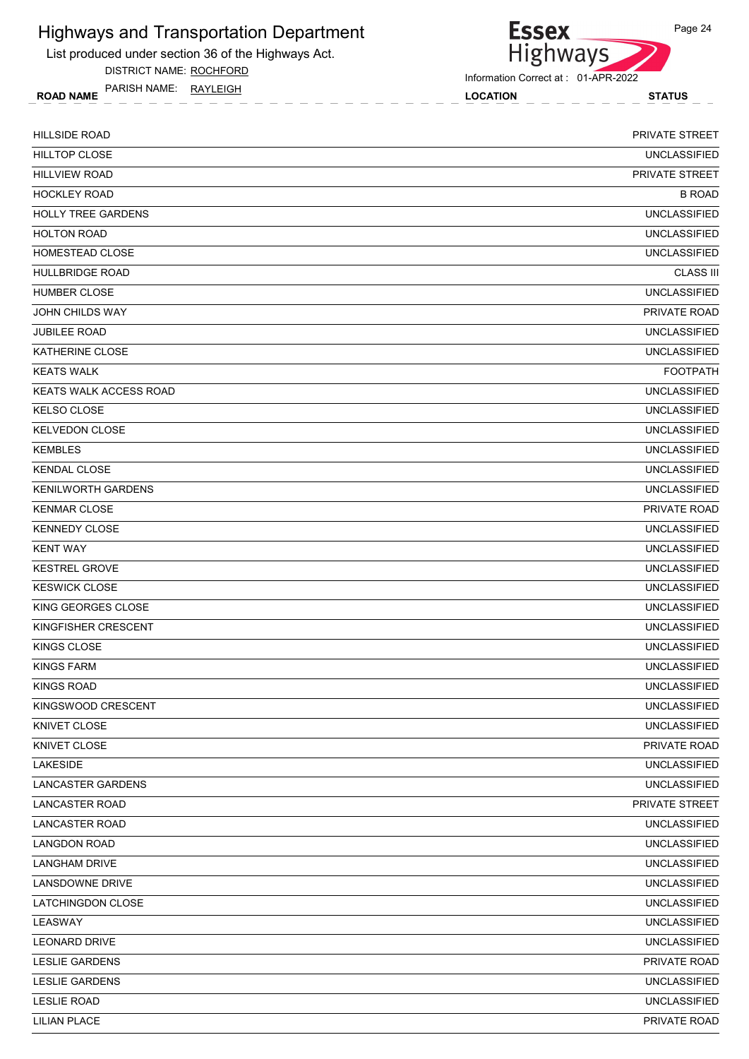# Highways and Transportation Department

List produced under section 36 of the Highways Act.

DISTRICT NAME: ROCHFORD

PARISH NAME: RAYLEIGH

Information Correct at : 01-APR-2022

| ROAD NAME | LOCATION | STATUS |
|---|---|---|
| HILLSIDE ROAD | | PRIVATE STREET |
| HILLTOP CLOSE | | UNCLASSIFIED |
| HILLVIEW ROAD | | PRIVATE STREET |
| HOCKLEY ROAD | | B ROAD |
| HOLLY TREE GARDENS | | UNCLASSIFIED |
| HOLTON ROAD | | UNCLASSIFIED |
| HOMESTEAD CLOSE | | UNCLASSIFIED |
| HULLBRIDGE ROAD | | CLASS III |
| HUMBER CLOSE | | UNCLASSIFIED |
| JOHN CHILDS WAY | | PRIVATE ROAD |
| JUBILEE ROAD | | UNCLASSIFIED |
| KATHERINE CLOSE | | UNCLASSIFIED |
| KEATS WALK | | FOOTPATH |
| KEATS WALK ACCESS ROAD | | UNCLASSIFIED |
| KELSO CLOSE | | UNCLASSIFIED |
| KELVEDON CLOSE | | UNCLASSIFIED |
| KEMBLES | | UNCLASSIFIED |
| KENDAL CLOSE | | UNCLASSIFIED |
| KENILWORTH GARDENS | | UNCLASSIFIED |
| KENMAR CLOSE | | PRIVATE ROAD |
| KENNEDY CLOSE | | UNCLASSIFIED |
| KENT WAY | | UNCLASSIFIED |
| KESTREL GROVE | | UNCLASSIFIED |
| KESWICK CLOSE | | UNCLASSIFIED |
| KING GEORGES CLOSE | | UNCLASSIFIED |
| KINGFISHER CRESCENT | | UNCLASSIFIED |
| KINGS CLOSE | | UNCLASSIFIED |
| KINGS FARM | | UNCLASSIFIED |
| KINGS ROAD | | UNCLASSIFIED |
| KINGSWOOD CRESCENT | | UNCLASSIFIED |
| KNIVET CLOSE | | UNCLASSIFIED |
| KNIVET CLOSE | | PRIVATE ROAD |
| LAKESIDE | | UNCLASSIFIED |
| LANCASTER GARDENS | | UNCLASSIFIED |
| LANCASTER ROAD | | PRIVATE STREET |
| LANCASTER ROAD | | UNCLASSIFIED |
| LANGDON ROAD | | UNCLASSIFIED |
| LANGHAM DRIVE | | UNCLASSIFIED |
| LANSDOWNE DRIVE | | UNCLASSIFIED |
| LATCHINGDON CLOSE | | UNCLASSIFIED |
| LEASWAY | | UNCLASSIFIED |
| LEONARD DRIVE | | UNCLASSIFIED |
| LESLIE GARDENS | | PRIVATE ROAD |
| LESLIE GARDENS | | UNCLASSIFIED |
| LESLIE ROAD | | UNCLASSIFIED |
| LILIAN PLACE | | PRIVATE ROAD |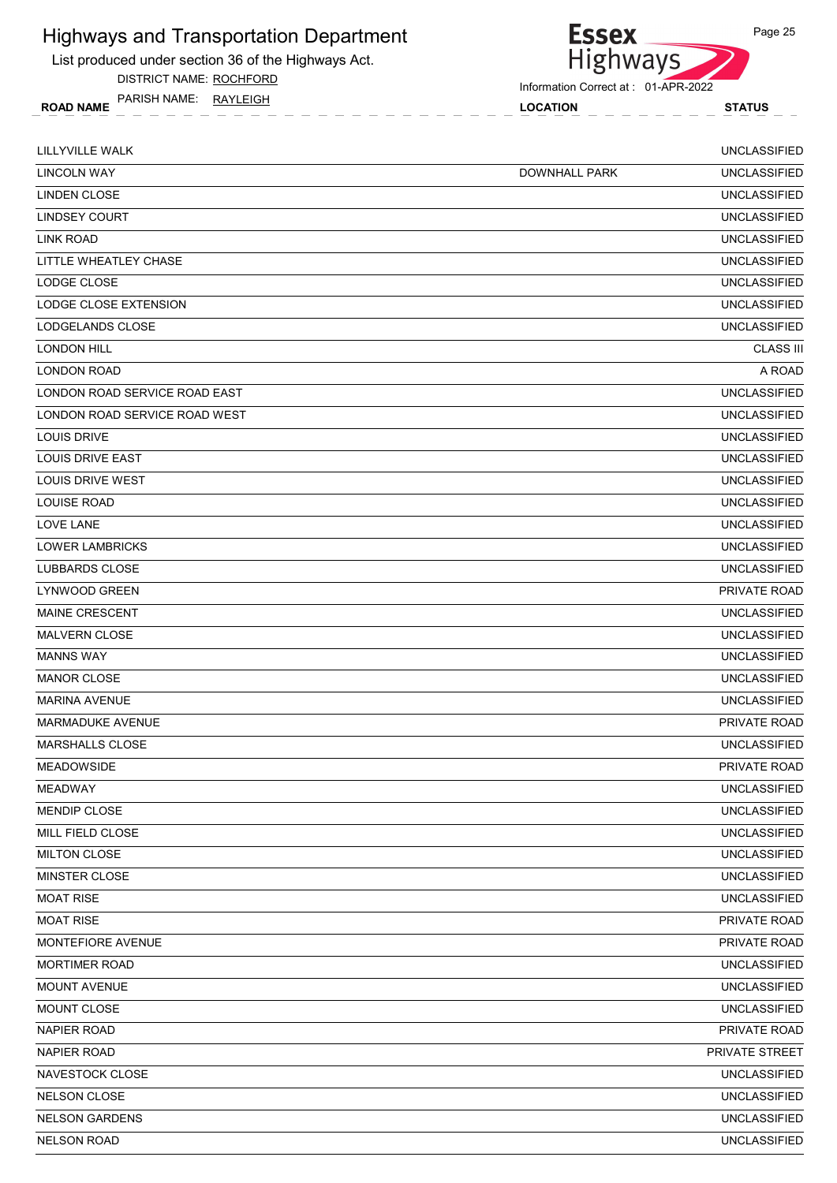# Highways and Transportation Department

List produced under section 36 of the Highways Act.

DISTRICT NAME: ROCHFORD

PARISH NAME: RAYLEIGH

Information Correct at : 01-APR-2022

| ROAD NAME | LOCATION | STATUS |
|---|---|---|
| LILLYVILLE WALK | | UNCLASSIFIED |
| LINCOLN WAY | DOWNHALL PARK | UNCLASSIFIED |
| LINDEN CLOSE | | UNCLASSIFIED |
| LINDSEY COURT | | UNCLASSIFIED |
| LINK ROAD | | UNCLASSIFIED |
| LITTLE WHEATLEY CHASE | | UNCLASSIFIED |
| LODGE CLOSE | | UNCLASSIFIED |
| LODGE CLOSE EXTENSION | | UNCLASSIFIED |
| LODGELANDS CLOSE | | UNCLASSIFIED |
| LONDON HILL | | CLASS III |
| LONDON ROAD | | A ROAD |
| LONDON ROAD SERVICE ROAD EAST | | UNCLASSIFIED |
| LONDON ROAD SERVICE ROAD WEST | | UNCLASSIFIED |
| LOUIS DRIVE | | UNCLASSIFIED |
| LOUIS DRIVE EAST | | UNCLASSIFIED |
| LOUIS DRIVE WEST | | UNCLASSIFIED |
| LOUISE ROAD | | UNCLASSIFIED |
| LOVE LANE | | UNCLASSIFIED |
| LOWER LAMBRICKS | | UNCLASSIFIED |
| LUBBARDS CLOSE | | UNCLASSIFIED |
| LYNWOOD GREEN | | PRIVATE ROAD |
| MAINE CRESCENT | | UNCLASSIFIED |
| MALVERN CLOSE | | UNCLASSIFIED |
| MANNS WAY | | UNCLASSIFIED |
| MANOR CLOSE | | UNCLASSIFIED |
| MARINA AVENUE | | UNCLASSIFIED |
| MARMADUKE AVENUE | | PRIVATE ROAD |
| MARSHALLS CLOSE | | UNCLASSIFIED |
| MEADOWSIDE | | PRIVATE ROAD |
| MEADWAY | | UNCLASSIFIED |
| MENDIP CLOSE | | UNCLASSIFIED |
| MILL FIELD CLOSE | | UNCLASSIFIED |
| MILTON CLOSE | | UNCLASSIFIED |
| MINSTER CLOSE | | UNCLASSIFIED |
| MOAT RISE | | UNCLASSIFIED |
| MOAT RISE | | PRIVATE ROAD |
| MONTEFIORE AVENUE | | PRIVATE ROAD |
| MORTIMER ROAD | | UNCLASSIFIED |
| MOUNT AVENUE | | UNCLASSIFIED |
| MOUNT CLOSE | | UNCLASSIFIED |
| NAPIER ROAD | | PRIVATE ROAD |
| NAPIER ROAD | | PRIVATE STREET |
| NAVESTOCK CLOSE | | UNCLASSIFIED |
| NELSON CLOSE | | UNCLASSIFIED |
| NELSON GARDENS | | UNCLASSIFIED |
| NELSON ROAD | | UNCLASSIFIED |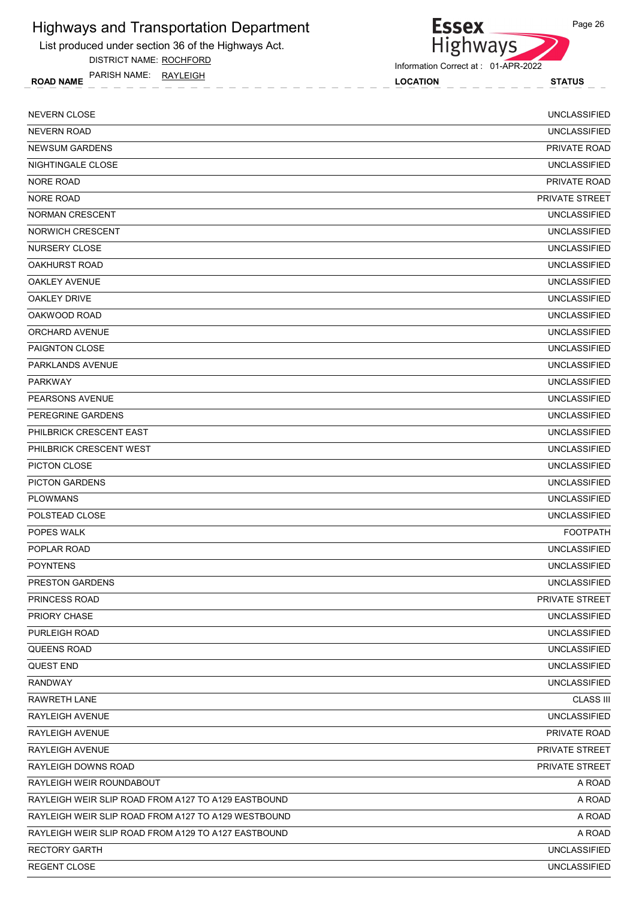# Highways and Transportation Department

List produced under section 36 of the Highways Act.

DISTRICT NAME: ROCHFORD

PARISH NAME: RAYLEIGH

Information Correct at : 01-APR-2022

| ROAD NAME | LOCATION | STATUS |
| --- | --- | --- |
| NEVERN CLOSE | | UNCLASSIFIED |
| NEVERN ROAD | | UNCLASSIFIED |
| NEWSUM GARDENS | | PRIVATE ROAD |
| NIGHTINGALE CLOSE | | UNCLASSIFIED |
| NORE ROAD | | PRIVATE ROAD |
| NORE ROAD | | PRIVATE STREET |
| NORMAN CRESCENT | | UNCLASSIFIED |
| NORWICH CRESCENT | | UNCLASSIFIED |
| NURSERY CLOSE | | UNCLASSIFIED |
| OAKHURST ROAD | | UNCLASSIFIED |
| OAKLEY AVENUE | | UNCLASSIFIED |
| OAKLEY DRIVE | | UNCLASSIFIED |
| OAKWOOD ROAD | | UNCLASSIFIED |
| ORCHARD AVENUE | | UNCLASSIFIED |
| PAIGNTON CLOSE | | UNCLASSIFIED |
| PARKLANDS AVENUE | | UNCLASSIFIED |
| PARKWAY | | UNCLASSIFIED |
| PEARSONS AVENUE | | UNCLASSIFIED |
| PEREGRINE GARDENS | | UNCLASSIFIED |
| PHILBRICK CRESCENT EAST | | UNCLASSIFIED |
| PHILBRICK CRESCENT WEST | | UNCLASSIFIED |
| PICTON CLOSE | | UNCLASSIFIED |
| PICTON GARDENS | | UNCLASSIFIED |
| PLOWMANS | | UNCLASSIFIED |
| POLSTEAD CLOSE | | UNCLASSIFIED |
| POPES WALK | | FOOTPATH |
| POPLAR ROAD | | UNCLASSIFIED |
| POYNTENS | | UNCLASSIFIED |
| PRESTON GARDENS | | UNCLASSIFIED |
| PRINCESS ROAD | | PRIVATE STREET |
| PRIORY CHASE | | UNCLASSIFIED |
| PURLEIGH ROAD | | UNCLASSIFIED |
| QUEENS ROAD | | UNCLASSIFIED |
| QUEST END | | UNCLASSIFIED |
| RANDWAY | | UNCLASSIFIED |
| RAWRETH LANE | | CLASS III |
| RAYLEIGH AVENUE | | UNCLASSIFIED |
| RAYLEIGH AVENUE | | PRIVATE ROAD |
| RAYLEIGH AVENUE | | PRIVATE STREET |
| RAYLEIGH DOWNS ROAD | | PRIVATE STREET |
| RAYLEIGH WEIR ROUNDABOUT | | A ROAD |
| RAYLEIGH WEIR SLIP ROAD FROM A127 TO A129 EASTBOUND | | A ROAD |
| RAYLEIGH WEIR SLIP ROAD FROM A127 TO A129 WESTBOUND | | A ROAD |
| RAYLEIGH WEIR SLIP ROAD FROM A129 TO A127 EASTBOUND | | A ROAD |
| RECTORY GARTH | | UNCLASSIFIED |
| REGENT CLOSE | | UNCLASSIFIED |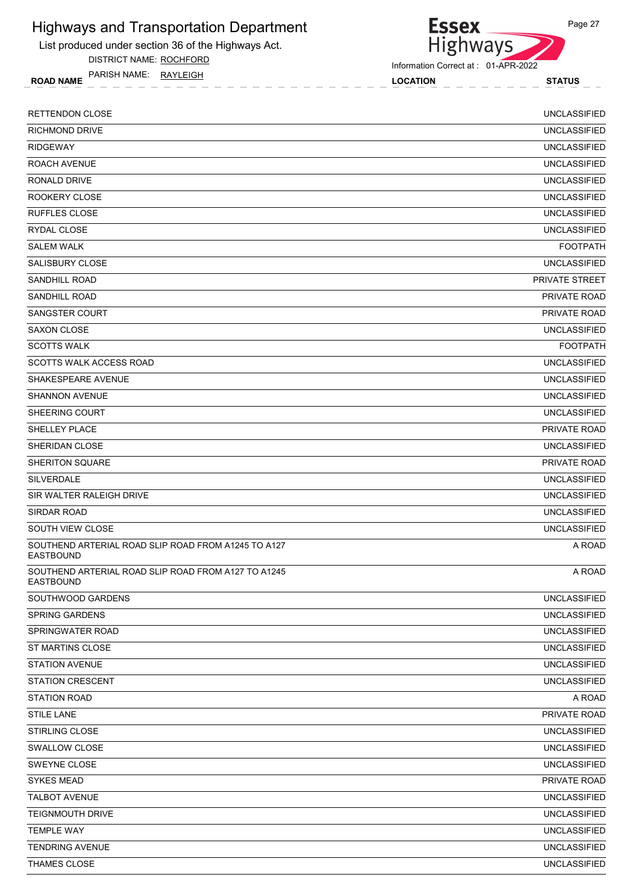# Highways and Transportation Department

List produced under section 36 of the Highways Act.

DISTRICT NAME: ROCHFORD

PARISH NAME: RAYLEIGH

Information Correct at : 01-APR-2022

| ROAD NAME | LOCATION | STATUS |
|---|---|---|
| RETTENDON CLOSE | | UNCLASSIFIED |
| RICHMOND DRIVE | | UNCLASSIFIED |
| RIDGEWAY | | UNCLASSIFIED |
| ROACH AVENUE | | UNCLASSIFIED |
| RONALD DRIVE | | UNCLASSIFIED |
| ROOKERY CLOSE | | UNCLASSIFIED |
| RUFFLES CLOSE | | UNCLASSIFIED |
| RYDAL CLOSE | | UNCLASSIFIED |
| SALEM WALK | | FOOTPATH |
| SALISBURY CLOSE | | UNCLASSIFIED |
| SANDHILL ROAD | | PRIVATE STREET |
| SANDHILL ROAD | | PRIVATE ROAD |
| SANGSTER COURT | | PRIVATE ROAD |
| SAXON CLOSE | | UNCLASSIFIED |
| SCOTTS WALK | | FOOTPATH |
| SCOTTS WALK ACCESS ROAD | | UNCLASSIFIED |
| SHAKESPEARE AVENUE | | UNCLASSIFIED |
| SHANNON AVENUE | | UNCLASSIFIED |
| SHEERING COURT | | UNCLASSIFIED |
| SHELLEY PLACE | | PRIVATE ROAD |
| SHERIDAN CLOSE | | UNCLASSIFIED |
| SHERITON SQUARE | | PRIVATE ROAD |
| SILVERDALE | | UNCLASSIFIED |
| SIR WALTER RALEIGH DRIVE | | UNCLASSIFIED |
| SIRDAR ROAD | | UNCLASSIFIED |
| SOUTH VIEW CLOSE | | UNCLASSIFIED |
| SOUTHEND ARTERIAL ROAD SLIP ROAD FROM A1245 TO A127 EASTBOUND | | A ROAD |
| SOUTHEND ARTERIAL ROAD SLIP ROAD FROM A127 TO A1245 EASTBOUND | | A ROAD |
| SOUTHWOOD GARDENS | | UNCLASSIFIED |
| SPRING GARDENS | | UNCLASSIFIED |
| SPRINGWATER ROAD | | UNCLASSIFIED |
| ST MARTINS CLOSE | | UNCLASSIFIED |
| STATION AVENUE | | UNCLASSIFIED |
| STATION CRESCENT | | UNCLASSIFIED |
| STATION ROAD | | A ROAD |
| STILE LANE | | PRIVATE ROAD |
| STIRLING CLOSE | | UNCLASSIFIED |
| SWALLOW CLOSE | | UNCLASSIFIED |
| SWEYNE CLOSE | | UNCLASSIFIED |
| SYKES MEAD | | PRIVATE ROAD |
| TALBOT AVENUE | | UNCLASSIFIED |
| TEIGNMOUTH DRIVE | | UNCLASSIFIED |
| TEMPLE WAY | | UNCLASSIFIED |
| TENDRING AVENUE | | UNCLASSIFIED |
| THAMES CLOSE | | UNCLASSIFIED |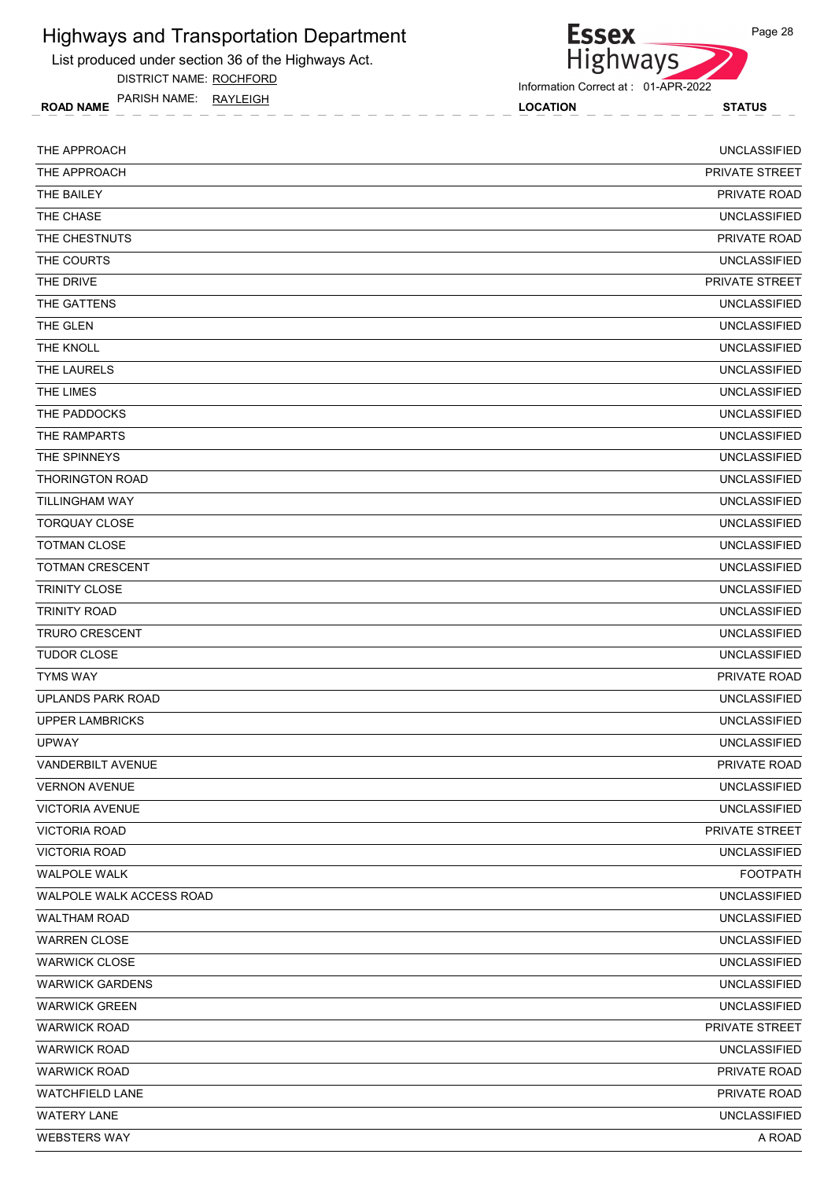# Highways and Transportation Department

List produced under section 36 of the Highways Act.

DISTRICT NAME: ROCHFORD

PARISH NAME: RAYLEIGH

Information Correct at : 01-APR-2022

| ROAD NAME | LOCATION | STATUS |
|---|---|---|
| THE APPROACH | | UNCLASSIFIED |
| THE APPROACH | | PRIVATE STREET |
| THE BAILEY | | PRIVATE ROAD |
| THE CHASE | | UNCLASSIFIED |
| THE CHESTNUTS | | PRIVATE ROAD |
| THE COURTS | | UNCLASSIFIED |
| THE DRIVE | | PRIVATE STREET |
| THE GATTENS | | UNCLASSIFIED |
| THE GLEN | | UNCLASSIFIED |
| THE KNOLL | | UNCLASSIFIED |
| THE LAURELS | | UNCLASSIFIED |
| THE LIMES | | UNCLASSIFIED |
| THE PADDOCKS | | UNCLASSIFIED |
| THE RAMPARTS | | UNCLASSIFIED |
| THE SPINNEYS | | UNCLASSIFIED |
| THORINGTON ROAD | | UNCLASSIFIED |
| TILLINGHAM WAY | | UNCLASSIFIED |
| TORQUAY CLOSE | | UNCLASSIFIED |
| TOTMAN CLOSE | | UNCLASSIFIED |
| TOTMAN CRESCENT | | UNCLASSIFIED |
| TRINITY CLOSE | | UNCLASSIFIED |
| TRINITY ROAD | | UNCLASSIFIED |
| TRURO CRESCENT | | UNCLASSIFIED |
| TUDOR CLOSE | | UNCLASSIFIED |
| TYMS WAY | | PRIVATE ROAD |
| UPLANDS PARK ROAD | | UNCLASSIFIED |
| UPPER LAMBRICKS | | UNCLASSIFIED |
| UPWAY | | UNCLASSIFIED |
| VANDERBILT AVENUE | | PRIVATE ROAD |
| VERNON AVENUE | | UNCLASSIFIED |
| VICTORIA AVENUE | | UNCLASSIFIED |
| VICTORIA ROAD | | PRIVATE STREET |
| VICTORIA ROAD | | UNCLASSIFIED |
| WALPOLE WALK | | FOOTPATH |
| WALPOLE WALK ACCESS ROAD | | UNCLASSIFIED |
| WALTHAM ROAD | | UNCLASSIFIED |
| WARREN CLOSE | | UNCLASSIFIED |
| WARWICK CLOSE | | UNCLASSIFIED |
| WARWICK GARDENS | | UNCLASSIFIED |
| WARWICK GREEN | | UNCLASSIFIED |
| WARWICK ROAD | | PRIVATE STREET |
| WARWICK ROAD | | UNCLASSIFIED |
| WARWICK ROAD | | PRIVATE ROAD |
| WATCHFIELD LANE | | PRIVATE ROAD |
| WATERY LANE | | UNCLASSIFIED |
| WEBSTERS WAY | | A ROAD |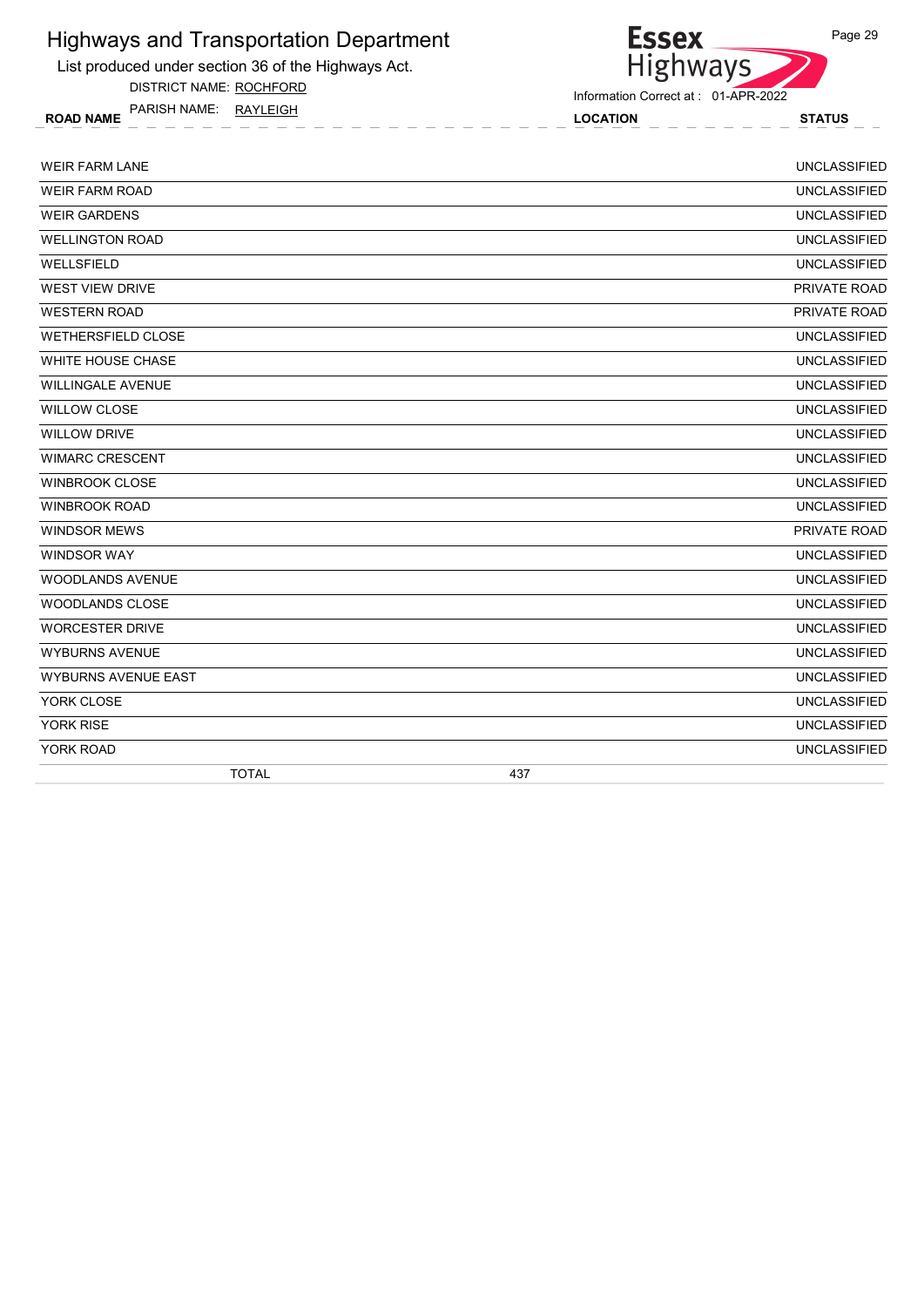# Highways and Transportation Department

List produced under section 36 of the Highways Act.

DISTRICT NAME: ROCHFORD

PARISH NAME: RAYLEIGH

Information Correct at : 01-APR-2022

| ROAD NAME | LOCATION | STATUS |
|---|---|---|
| WEIR FARM LANE | | UNCLASSIFIED |
| WEIR FARM ROAD | | UNCLASSIFIED |
| WEIR GARDENS | | UNCLASSIFIED |
| WELLINGTON ROAD | | UNCLASSIFIED |
| WELLSFIELD | | UNCLASSIFIED |
| WEST VIEW DRIVE | | PRIVATE ROAD |
| WESTERN ROAD | | PRIVATE ROAD |
| WETHERSFIELD CLOSE | | UNCLASSIFIED |
| WHITE HOUSE CHASE | | UNCLASSIFIED |
| WILLINGALE AVENUE | | UNCLASSIFIED |
| WILLOW CLOSE | | UNCLASSIFIED |
| WILLOW DRIVE | | UNCLASSIFIED |
| WIMARC CRESCENT | | UNCLASSIFIED |
| WINBROOK CLOSE | | UNCLASSIFIED |
| WINBROOK ROAD | | UNCLASSIFIED |
| WINDSOR MEWS | | PRIVATE ROAD |
| WINDSOR WAY | | UNCLASSIFIED |
| WOODLANDS AVENUE | | UNCLASSIFIED |
| WOODLANDS CLOSE | | UNCLASSIFIED |
| WORCESTER DRIVE | | UNCLASSIFIED |
| WYBURNS AVENUE | | UNCLASSIFIED |
| WYBURNS AVENUE EAST | | UNCLASSIFIED |
| YORK CLOSE | | UNCLASSIFIED |
| YORK RISE | | UNCLASSIFIED |
| YORK ROAD | | UNCLASSIFIED |
| TOTAL | 437 | |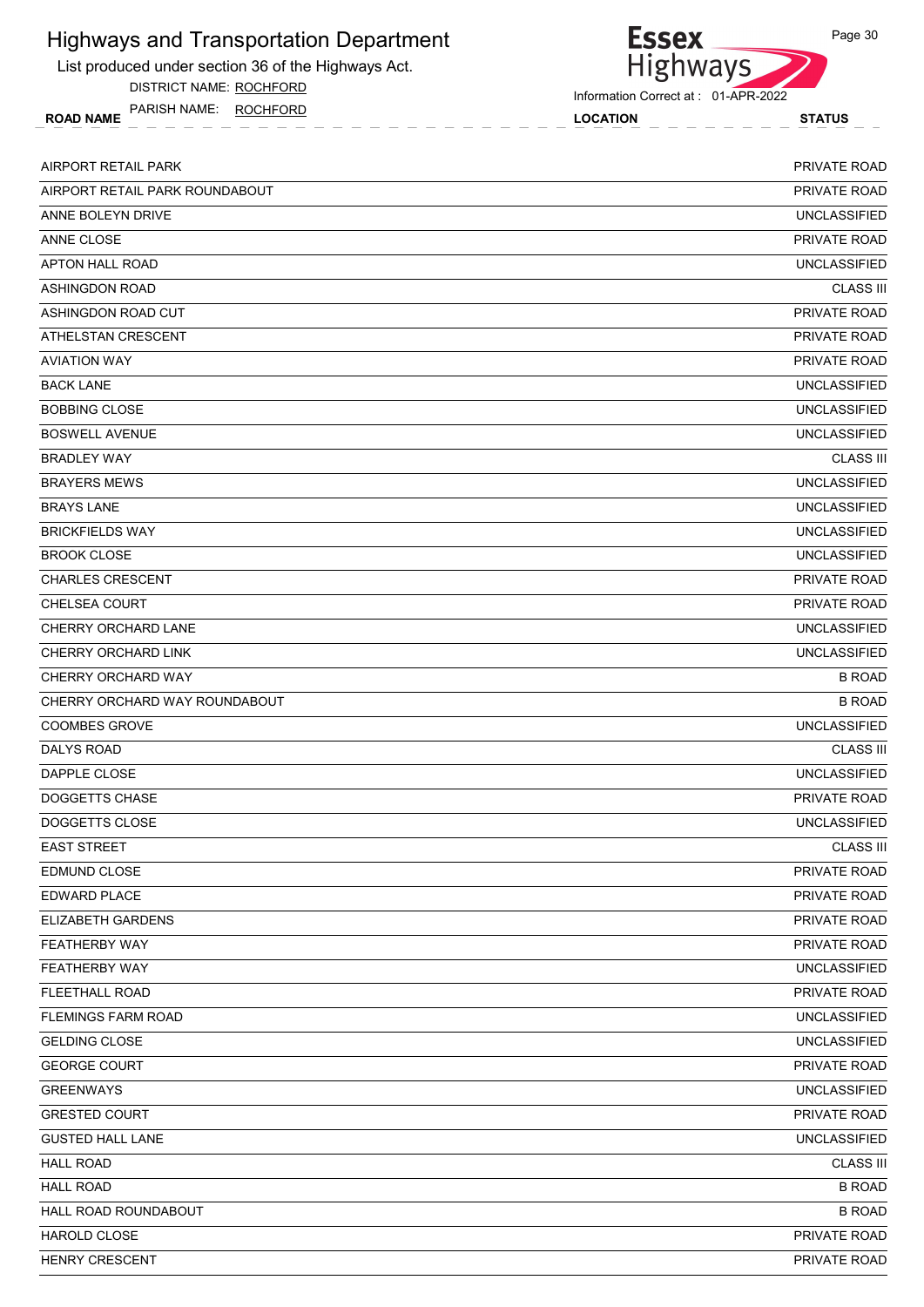# Highways and Transportation Department

List produced under section 36 of the Highways Act.

DISTRICT NAME: ROCHFORD

PARISH NAME: ROCHFORD

Information Correct at : 01-APR-2022

| ROAD NAME | LOCATION | STATUS |
|---|---|---|
| AIRPORT RETAIL PARK | | PRIVATE ROAD |
| AIRPORT RETAIL PARK ROUNDABOUT | | PRIVATE ROAD |
| ANNE BOLEYN DRIVE | | UNCLASSIFIED |
| ANNE CLOSE | | PRIVATE ROAD |
| APTON HALL ROAD | | UNCLASSIFIED |
| ASHINGDON ROAD | | CLASS III |
| ASHINGDON ROAD CUT | | PRIVATE ROAD |
| ATHELSTAN CRESCENT | | PRIVATE ROAD |
| AVIATION WAY | | PRIVATE ROAD |
| BACK LANE | | UNCLASSIFIED |
| BOBBING CLOSE | | UNCLASSIFIED |
| BOSWELL AVENUE | | UNCLASSIFIED |
| BRADLEY WAY | | CLASS III |
| BRAYERS MEWS | | UNCLASSIFIED |
| BRAYS LANE | | UNCLASSIFIED |
| BRICKFIELDS WAY | | UNCLASSIFIED |
| BROOK CLOSE | | UNCLASSIFIED |
| CHARLES CRESCENT | | PRIVATE ROAD |
| CHELSEA COURT | | PRIVATE ROAD |
| CHERRY ORCHARD LANE | | UNCLASSIFIED |
| CHERRY ORCHARD LINK | | UNCLASSIFIED |
| CHERRY ORCHARD WAY | | B ROAD |
| CHERRY ORCHARD WAY ROUNDABOUT | | B ROAD |
| COOMBES GROVE | | UNCLASSIFIED |
| DALYS ROAD | | CLASS III |
| DAPPLE CLOSE | | UNCLASSIFIED |
| DOGGETTS CHASE | | PRIVATE ROAD |
| DOGGETTS CLOSE | | UNCLASSIFIED |
| EAST STREET | | CLASS III |
| EDMUND CLOSE | | PRIVATE ROAD |
| EDWARD PLACE | | PRIVATE ROAD |
| ELIZABETH GARDENS | | PRIVATE ROAD |
| FEATHERBY WAY | | PRIVATE ROAD |
| FEATHERBY WAY | | UNCLASSIFIED |
| FLEETHALL ROAD | | PRIVATE ROAD |
| FLEMINGS FARM ROAD | | UNCLASSIFIED |
| GELDING CLOSE | | UNCLASSIFIED |
| GEORGE COURT | | PRIVATE ROAD |
| GREENWAYS | | UNCLASSIFIED |
| GRESTED COURT | | PRIVATE ROAD |
| GUSTED HALL LANE | | UNCLASSIFIED |
| HALL ROAD | | CLASS III |
| HALL ROAD | | B ROAD |
| HALL ROAD ROUNDABOUT | | B ROAD |
| HAROLD CLOSE | | PRIVATE ROAD |
| HENRY CRESCENT | | PRIVATE ROAD |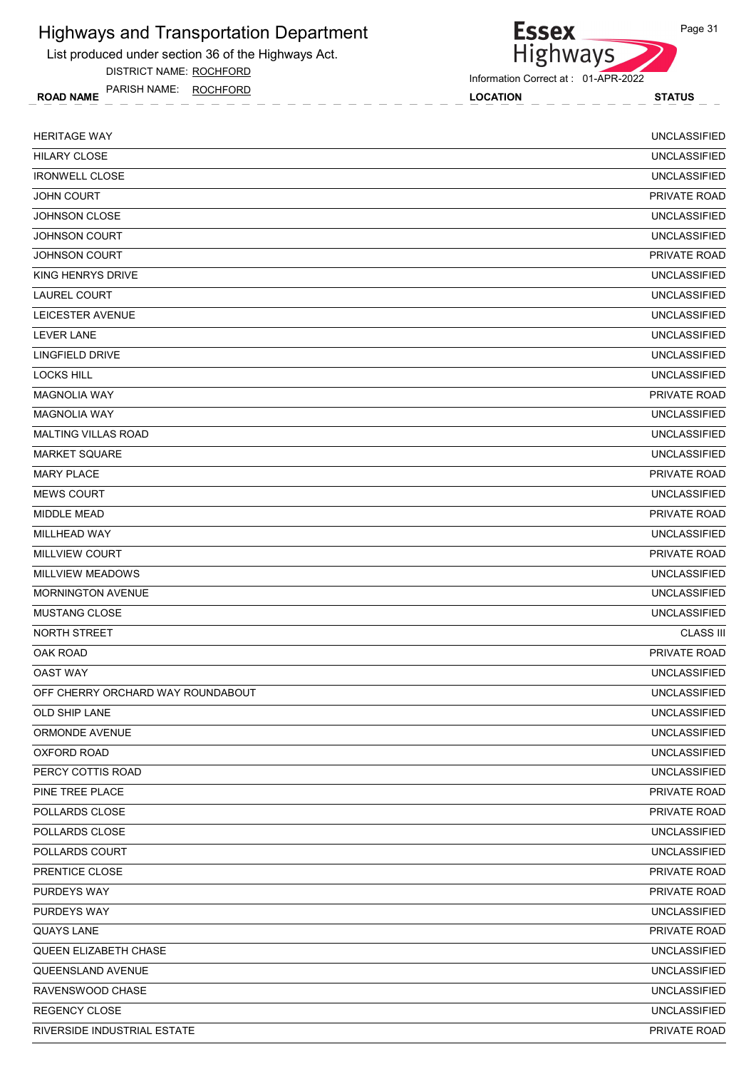# Highways and Transportation Department

List produced under section 36 of the Highways Act.

DISTRICT NAME: ROCHFORD

PARISH NAME: ROCHFORD

Information Correct at : 01-APR-2022

| ROAD NAME | LOCATION | STATUS |
|---|---|---|
| HERITAGE WAY | | UNCLASSIFIED |
| HILARY CLOSE | | UNCLASSIFIED |
| IRONWELL CLOSE | | UNCLASSIFIED |
| JOHN COURT | | PRIVATE ROAD |
| JOHNSON CLOSE | | UNCLASSIFIED |
| JOHNSON COURT | | UNCLASSIFIED |
| JOHNSON COURT | | PRIVATE ROAD |
| KING HENRYS DRIVE | | UNCLASSIFIED |
| LAUREL COURT | | UNCLASSIFIED |
| LEICESTER AVENUE | | UNCLASSIFIED |
| LEVER LANE | | UNCLASSIFIED |
| LINGFIELD DRIVE | | UNCLASSIFIED |
| LOCKS HILL | | UNCLASSIFIED |
| MAGNOLIA WAY | | PRIVATE ROAD |
| MAGNOLIA WAY | | UNCLASSIFIED |
| MALTING VILLAS ROAD | | UNCLASSIFIED |
| MARKET SQUARE | | UNCLASSIFIED |
| MARY PLACE | | PRIVATE ROAD |
| MEWS COURT | | UNCLASSIFIED |
| MIDDLE MEAD | | PRIVATE ROAD |
| MILLHEAD WAY | | UNCLASSIFIED |
| MILLVIEW COURT | | PRIVATE ROAD |
| MILLVIEW MEADOWS | | UNCLASSIFIED |
| MORNINGTON AVENUE | | UNCLASSIFIED |
| MUSTANG CLOSE | | UNCLASSIFIED |
| NORTH STREET | | CLASS III |
| OAK ROAD | | PRIVATE ROAD |
| OAST WAY | | UNCLASSIFIED |
| OFF CHERRY ORCHARD WAY ROUNDABOUT | | UNCLASSIFIED |
| OLD SHIP LANE | | UNCLASSIFIED |
| ORMONDE AVENUE | | UNCLASSIFIED |
| OXFORD ROAD | | UNCLASSIFIED |
| PERCY COTTIS ROAD | | UNCLASSIFIED |
| PINE TREE PLACE | | PRIVATE ROAD |
| POLLARDS CLOSE | | PRIVATE ROAD |
| POLLARDS CLOSE | | UNCLASSIFIED |
| POLLARDS COURT | | UNCLASSIFIED |
| PRENTICE CLOSE | | PRIVATE ROAD |
| PURDEYS WAY | | PRIVATE ROAD |
| PURDEYS WAY | | UNCLASSIFIED |
| QUAYS LANE | | PRIVATE ROAD |
| QUEEN ELIZABETH CHASE | | UNCLASSIFIED |
| QUEENSLAND AVENUE | | UNCLASSIFIED |
| RAVENSWOOD CHASE | | UNCLASSIFIED |
| REGENCY CLOSE | | UNCLASSIFIED |
| RIVERSIDE INDUSTRIAL ESTATE | | PRIVATE ROAD |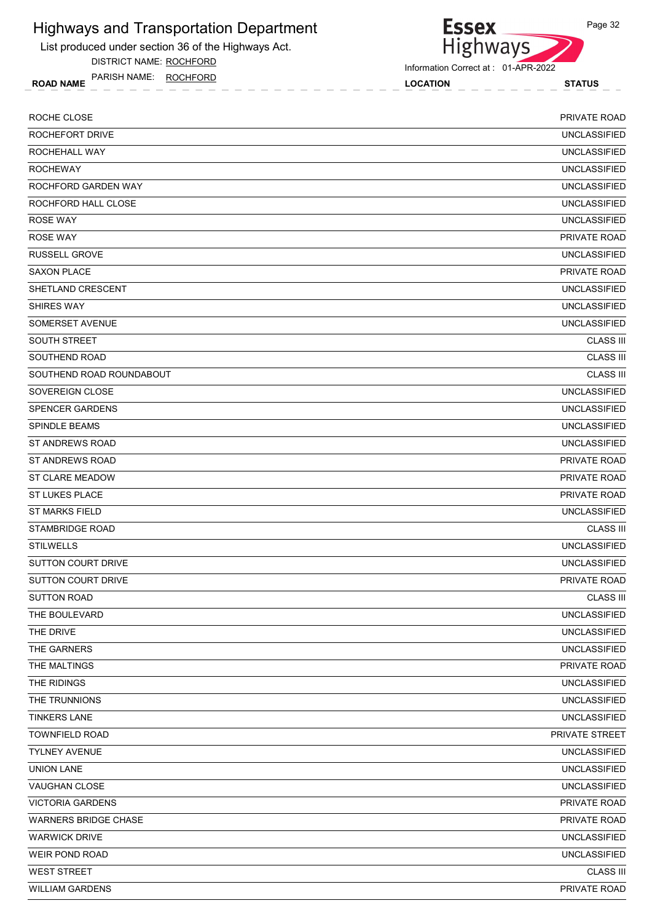# Highways and Transportation Department

List produced under section 36 of the Highways Act.

DISTRICT NAME: ROCHFORD

PARISH NAME: ROCHFORD

Information Correct at : 01-APR-2022

| ROAD NAME | LOCATION | STATUS |
|---|---|---|
| ROCHE CLOSE | | PRIVATE ROAD |
| ROCHEFORT DRIVE | | UNCLASSIFIED |
| ROCHEHALL WAY | | UNCLASSIFIED |
| ROCHEWAY | | UNCLASSIFIED |
| ROCHFORD GARDEN WAY | | UNCLASSIFIED |
| ROCHFORD HALL CLOSE | | UNCLASSIFIED |
| ROSE WAY | | UNCLASSIFIED |
| ROSE WAY | | PRIVATE ROAD |
| RUSSELL GROVE | | UNCLASSIFIED |
| SAXON PLACE | | PRIVATE ROAD |
| SHETLAND CRESCENT | | UNCLASSIFIED |
| SHIRES WAY | | UNCLASSIFIED |
| SOMERSET AVENUE | | UNCLASSIFIED |
| SOUTH STREET | | CLASS III |
| SOUTHEND ROAD | | CLASS III |
| SOUTHEND ROAD ROUNDABOUT | | CLASS III |
| SOVEREIGN CLOSE | | UNCLASSIFIED |
| SPENCER GARDENS | | UNCLASSIFIED |
| SPINDLE BEAMS | | UNCLASSIFIED |
| ST ANDREWS ROAD | | UNCLASSIFIED |
| ST ANDREWS ROAD | | PRIVATE ROAD |
| ST CLARE MEADOW | | PRIVATE ROAD |
| ST LUKES PLACE | | PRIVATE ROAD |
| ST MARKS FIELD | | UNCLASSIFIED |
| STAMBRIDGE ROAD | | CLASS III |
| STILWELLS | | UNCLASSIFIED |
| SUTTON COURT DRIVE | | UNCLASSIFIED |
| SUTTON COURT DRIVE | | PRIVATE ROAD |
| SUTTON ROAD | | CLASS III |
| THE BOULEVARD | | UNCLASSIFIED |
| THE DRIVE | | UNCLASSIFIED |
| THE GARNERS | | UNCLASSIFIED |
| THE MALTINGS | | PRIVATE ROAD |
| THE RIDINGS | | UNCLASSIFIED |
| THE TRUNNIONS | | UNCLASSIFIED |
| TINKERS LANE | | UNCLASSIFIED |
| TOWNFIELD ROAD | | PRIVATE STREET |
| TYLNEY AVENUE | | UNCLASSIFIED |
| UNION LANE | | UNCLASSIFIED |
| VAUGHAN CLOSE | | UNCLASSIFIED |
| VICTORIA GARDENS | | PRIVATE ROAD |
| WARNERS BRIDGE CHASE | | PRIVATE ROAD |
| WARWICK DRIVE | | UNCLASSIFIED |
| WEIR POND ROAD | | UNCLASSIFIED |
| WEST STREET | | CLASS III |
| WILLIAM GARDENS | | PRIVATE ROAD |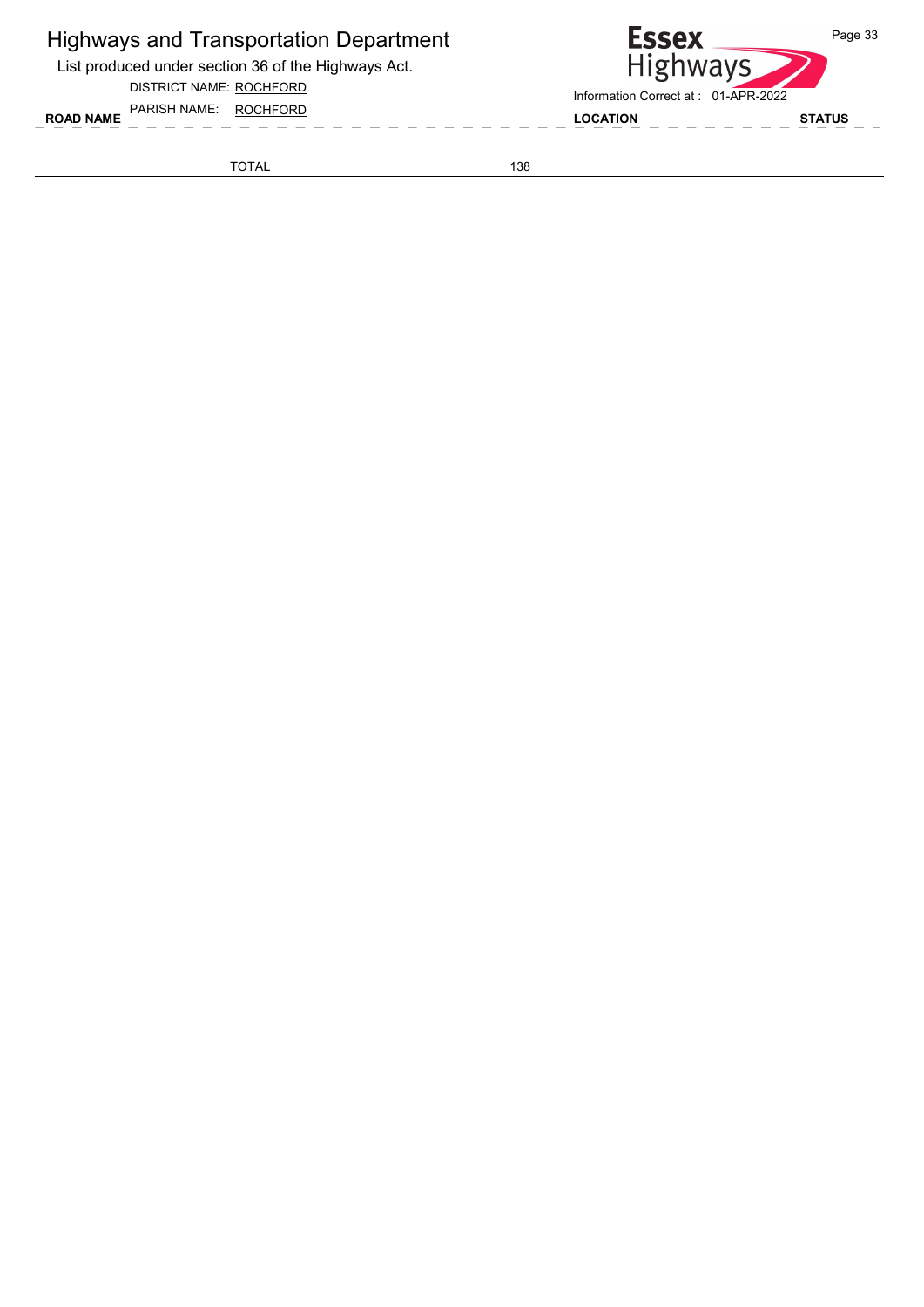| ROAD NAME | LOCATION | STATUS |
|---|---|---|
| TOTAL | 138 | |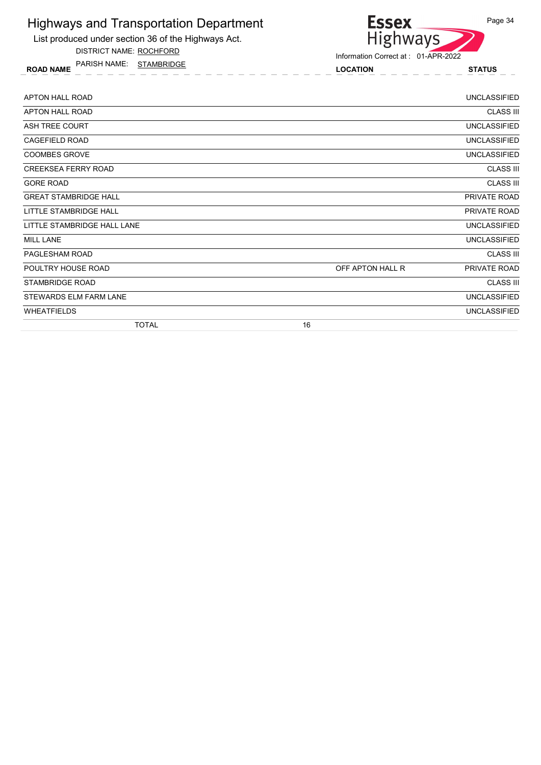# Highways and Transportation Department

List produced under section 36 of the Highways Act.

DISTRICT NAME: ROCHFORD

PARISH NAME: STAMBRIDGE

Information Correct at : 01-APR-2022

| ROAD NAME | LOCATION | STATUS |
|---|---|---|
| APTON HALL ROAD | | UNCLASSIFIED |
| APTON HALL ROAD | | CLASS III |
| ASH TREE COURT | | UNCLASSIFIED |
| CAGEFIELD ROAD | | UNCLASSIFIED |
| COOMBES GROVE | | UNCLASSIFIED |
| CREEKSEA FERRY ROAD | | CLASS III |
| GORE ROAD | | CLASS III |
| GREAT STAMBRIDGE HALL | | PRIVATE ROAD |
| LITTLE STAMBRIDGE HALL | | PRIVATE ROAD |
| LITTLE STAMBRIDGE HALL LANE | | UNCLASSIFIED |
| MILL LANE | | UNCLASSIFIED |
| PAGLESHAM ROAD | | CLASS III |
| POULTRY HOUSE ROAD | OFF APTON HALL R | PRIVATE ROAD |
| STAMBRIDGE ROAD | | CLASS III |
| STEWARDS ELM FARM LANE | | UNCLASSIFIED |
| WHEATFIELDS | | UNCLASSIFIED |
| TOTAL | 16 | |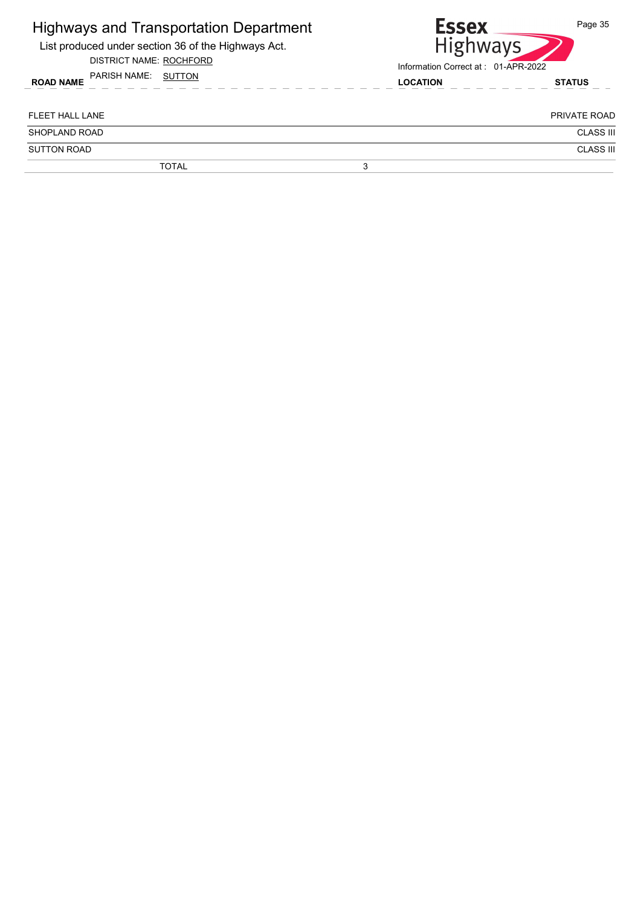# Highways and Transportation Department

List produced under section 36 of the Highways Act.

DISTRICT NAME: ROCHFORD

PARISH NAME: SUTTON

Essex Highways

Information Correct at : 01-APR-2022

| ROAD NAME | LOCATION | STATUS |
|---|---|---|
| FLEET HALL LANE | | PRIVATE ROAD |
| SHOPLAND ROAD | | CLASS III |
| SUTTON ROAD | | CLASS III |
| TOTAL | 3 | |